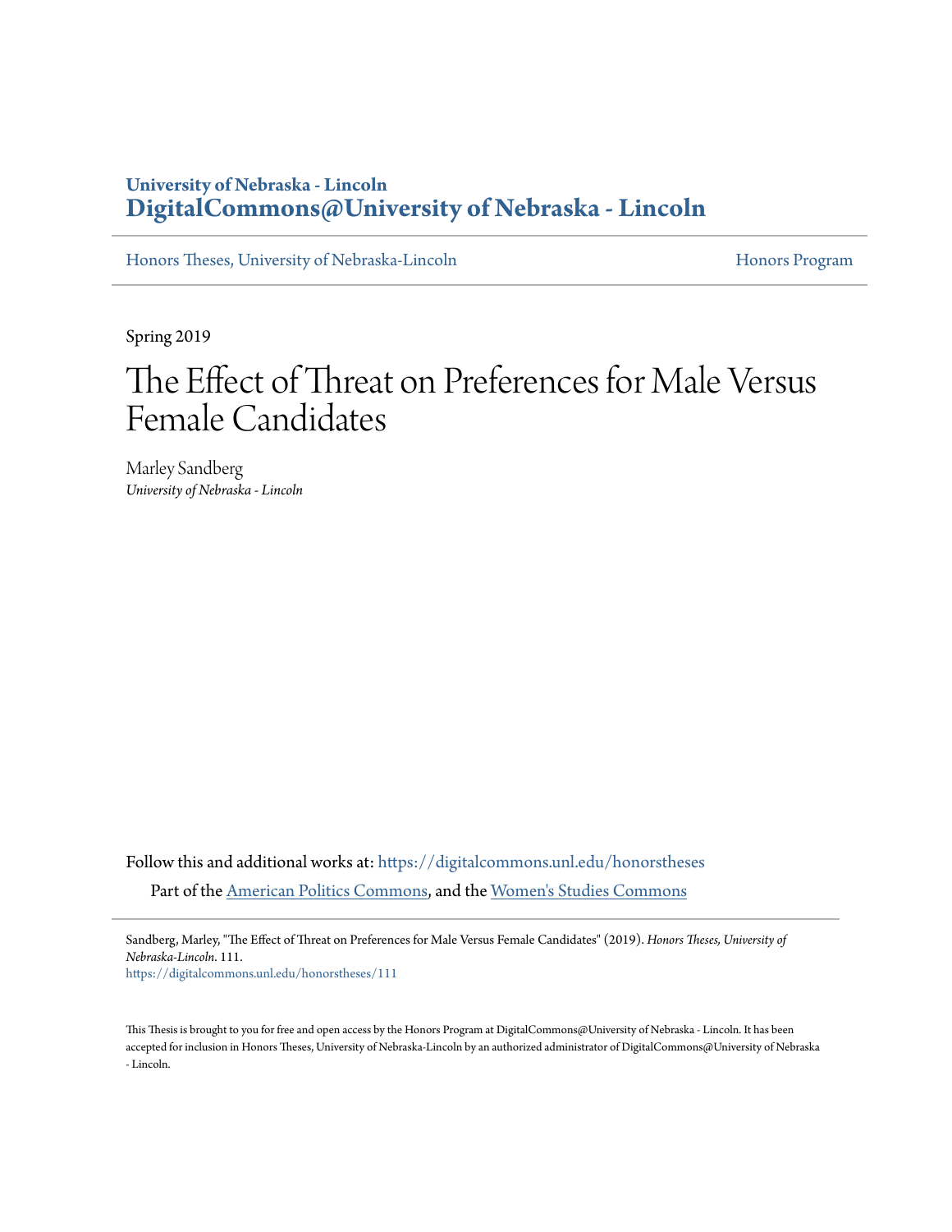University of Nebraska - Lincoln
**DigitalCommons@University of Nebraska - Lincoln**

Honors Theses, University of Nebraska-Lincoln | Honors Program

Spring 2019

# The Effect of Threat on Preferences for Male Versus Female Candidates

Marley Sandberg
*University of Nebraska - Lincoln*

Follow this and additional works at: https://digitalcommons.unl.edu/honorstheses

Part of the American Politics Commons, and the Women's Studies Commons

Sandberg, Marley, "The Effect of Threat on Preferences for Male Versus Female Candidates" (2019). *Honors Theses, University of Nebraska-Lincoln*. 111.
https://digitalcommons.unl.edu/honorstheses/111

This Thesis is brought to you for free and open access by the Honors Program at DigitalCommons@University of Nebraska - Lincoln. It has been accepted for inclusion in Honors Theses, University of Nebraska-Lincoln by an authorized administrator of DigitalCommons@University of Nebraska - Lincoln.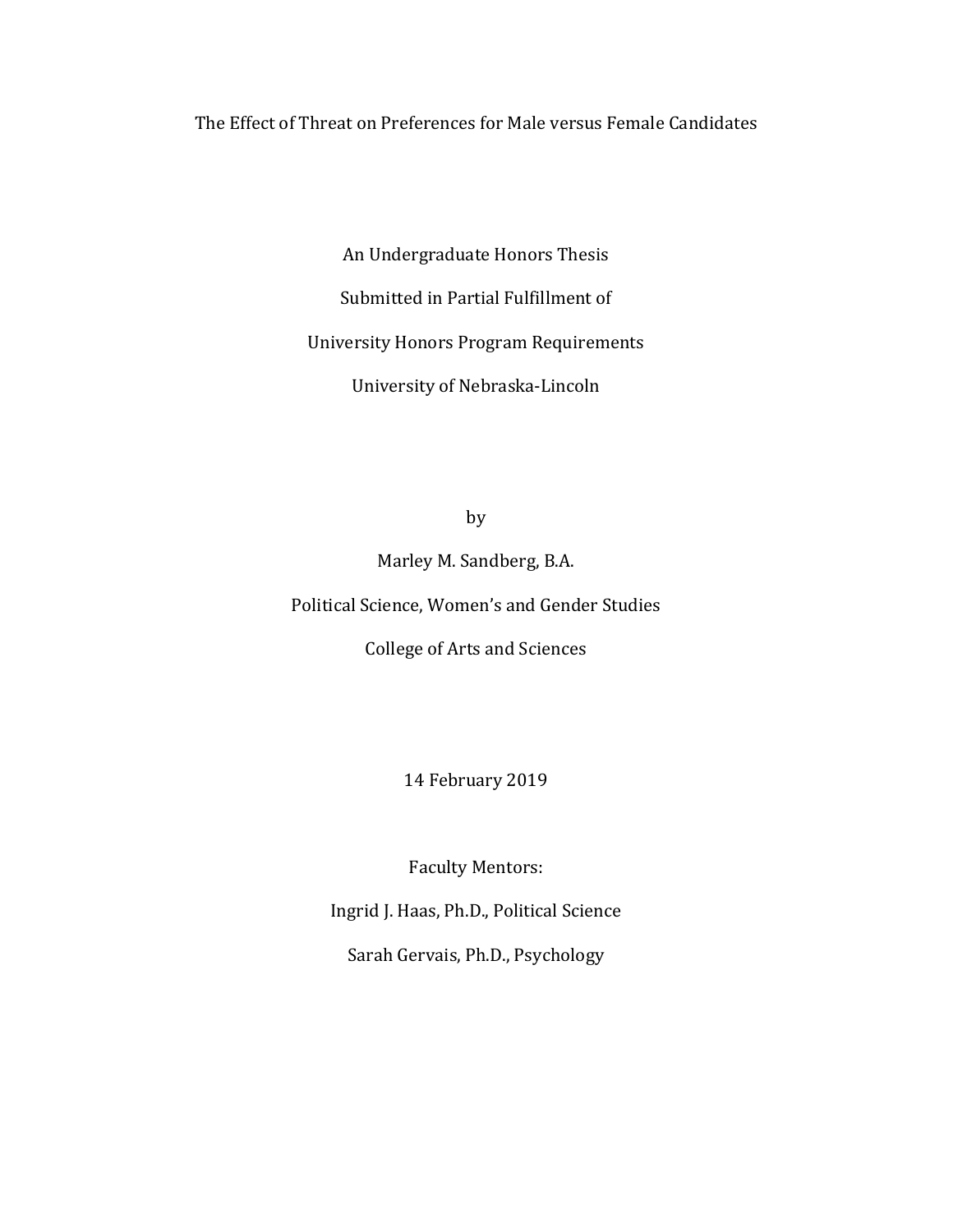# The Effect of Threat on Preferences for Male versus Female Candidates

An Undergraduate Honors Thesis

Submitted in Partial Fulfillment of

University Honors Program Requirements

University of Nebraska-Lincoln

by

Marley M. Sandberg, B.A.

Political Science, Women's and Gender Studies

College of Arts and Sciences

14 February 2019

Faculty Mentors:

Ingrid J. Haas, Ph.D., Political Science

Sarah Gervais, Ph.D., Psychology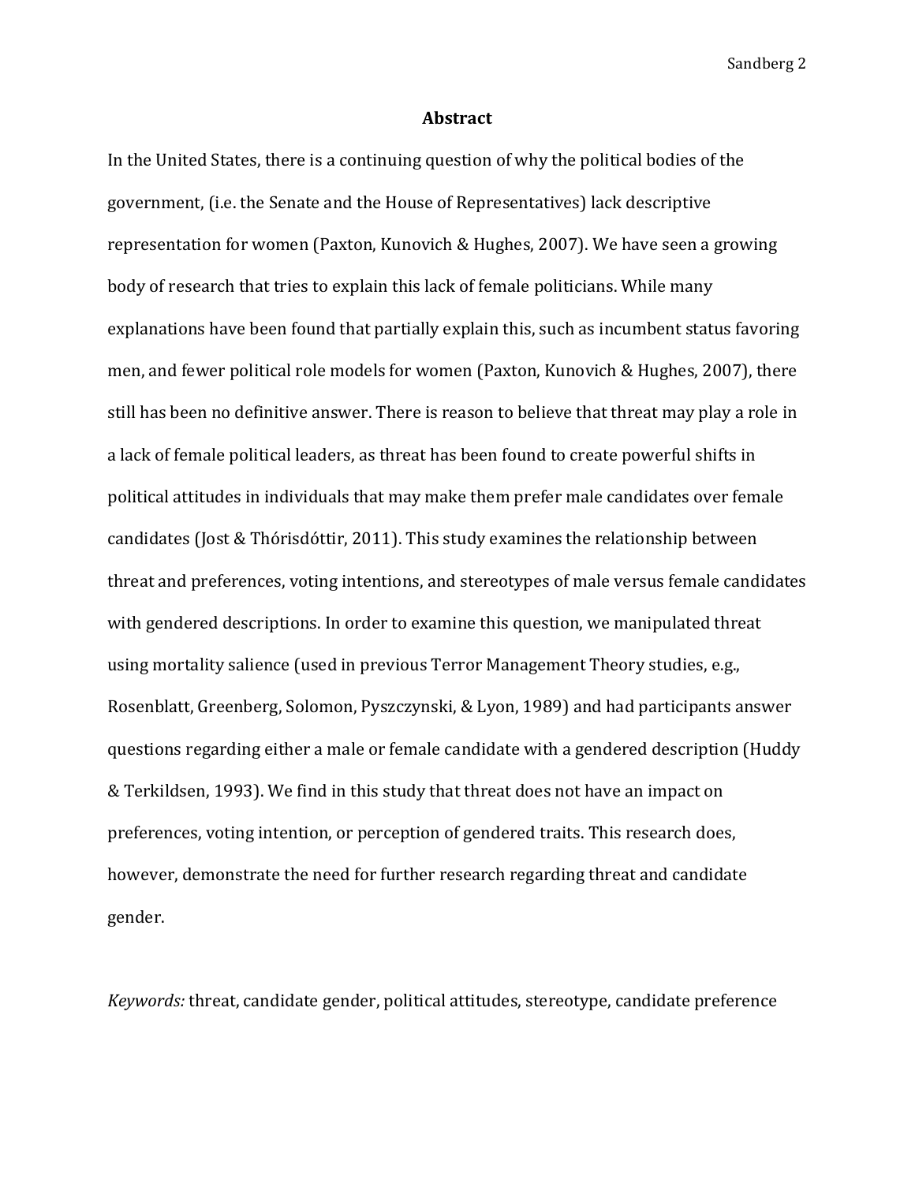## Abstract

In the United States, there is a continuing question of why the political bodies of the government, (i.e. the Senate and the House of Representatives) lack descriptive representation for women (Paxton, Kunovich & Hughes, 2007). We have seen a growing body of research that tries to explain this lack of female politicians. While many explanations have been found that partially explain this, such as incumbent status favoring men, and fewer political role models for women (Paxton, Kunovich & Hughes, 2007), there still has been no definitive answer. There is reason to believe that threat may play a role in a lack of female political leaders, as threat has been found to create powerful shifts in political attitudes in individuals that may make them prefer male candidates over female candidates (Jost & Thórisdóttir, 2011). This study examines the relationship between threat and preferences, voting intentions, and stereotypes of male versus female candidates with gendered descriptions. In order to examine this question, we manipulated threat using mortality salience (used in previous Terror Management Theory studies, e.g., Rosenblatt, Greenberg, Solomon, Pyszczynski, & Lyon, 1989) and had participants answer questions regarding either a male or female candidate with a gendered description (Huddy & Terkildsen, 1993). We find in this study that threat does not have an impact on preferences, voting intention, or perception of gendered traits. This research does, however, demonstrate the need for further research regarding threat and candidate gender.

*Keywords:* threat, candidate gender, political attitudes, stereotype, candidate preference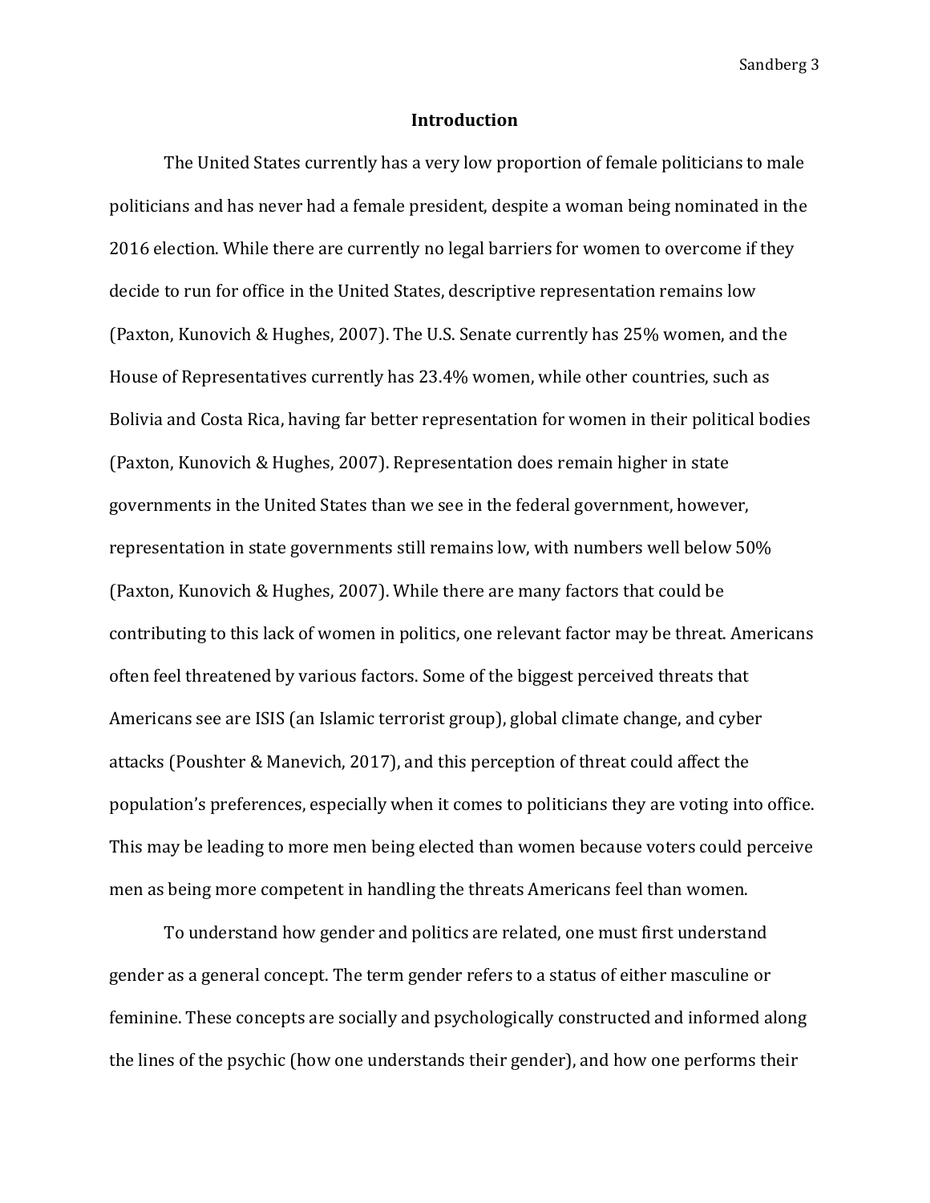## Introduction

The United States currently has a very low proportion of female politicians to male politicians and has never had a female president, despite a woman being nominated in the 2016 election. While there are currently no legal barriers for women to overcome if they decide to run for office in the United States, descriptive representation remains low (Paxton, Kunovich & Hughes, 2007). The U.S. Senate currently has 25% women, and the House of Representatives currently has 23.4% women, while other countries, such as Bolivia and Costa Rica, having far better representation for women in their political bodies (Paxton, Kunovich & Hughes, 2007). Representation does remain higher in state governments in the United States than we see in the federal government, however, representation in state governments still remains low, with numbers well below 50% (Paxton, Kunovich & Hughes, 2007). While there are many factors that could be contributing to this lack of women in politics, one relevant factor may be threat. Americans often feel threatened by various factors. Some of the biggest perceived threats that Americans see are ISIS (an Islamic terrorist group), global climate change, and cyber attacks (Poushter & Manevich, 2017), and this perception of threat could affect the population's preferences, especially when it comes to politicians they are voting into office. This may be leading to more men being elected than women because voters could perceive men as being more competent in handling the threats Americans feel than women.

To understand how gender and politics are related, one must first understand gender as a general concept. The term gender refers to a status of either masculine or feminine. These concepts are socially and psychologically constructed and informed along the lines of the psychic (how one understands their gender), and how one performs their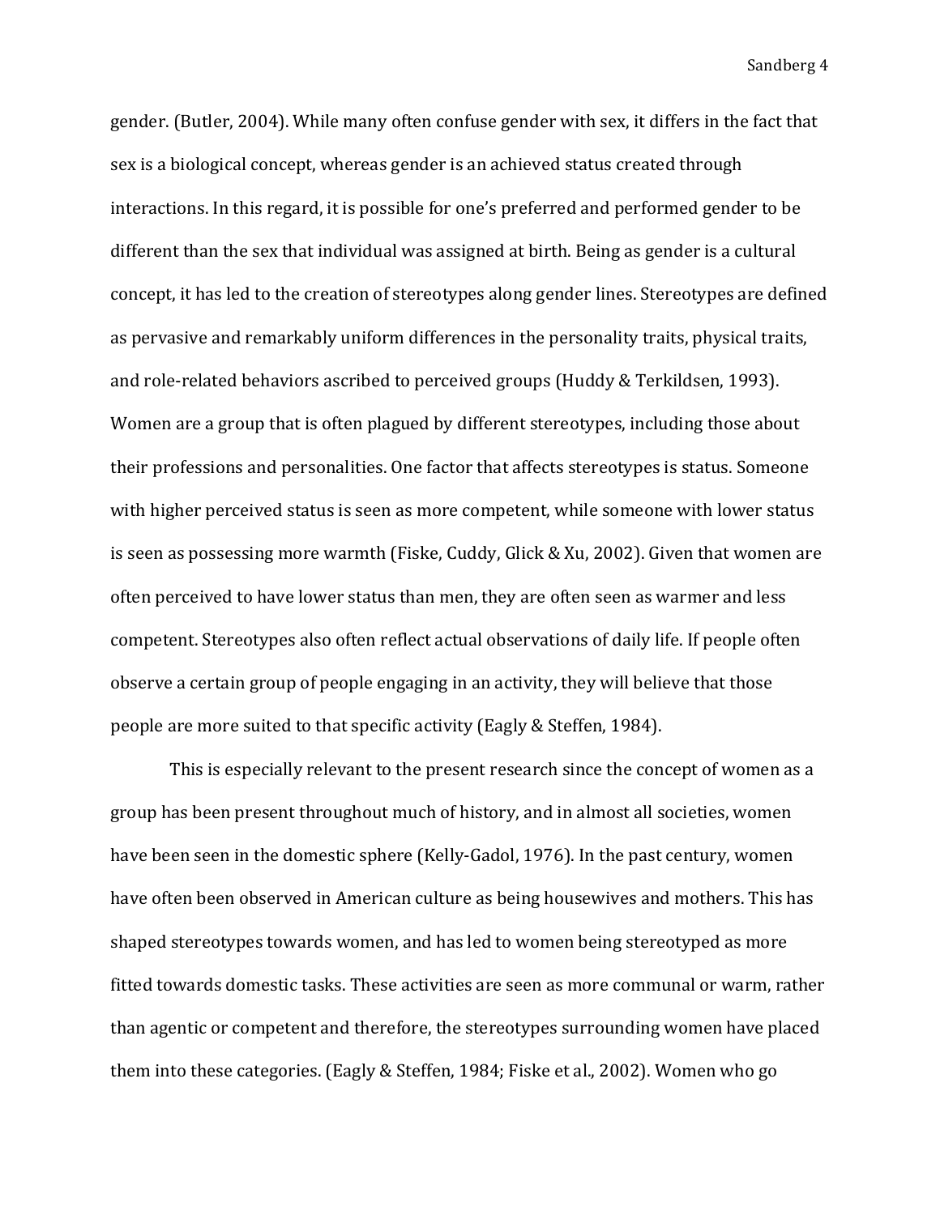gender. (Butler, 2004). While many often confuse gender with sex, it differs in the fact that sex is a biological concept, whereas gender is an achieved status created through interactions. In this regard, it is possible for one's preferred and performed gender to be different than the sex that individual was assigned at birth. Being as gender is a cultural concept, it has led to the creation of stereotypes along gender lines. Stereotypes are defined as pervasive and remarkably uniform differences in the personality traits, physical traits, and role-related behaviors ascribed to perceived groups (Huddy & Terkildsen, 1993). Women are a group that is often plagued by different stereotypes, including those about their professions and personalities. One factor that affects stereotypes is status. Someone with higher perceived status is seen as more competent, while someone with lower status is seen as possessing more warmth (Fiske, Cuddy, Glick & Xu, 2002). Given that women are often perceived to have lower status than men, they are often seen as warmer and less competent. Stereotypes also often reflect actual observations of daily life. If people often observe a certain group of people engaging in an activity, they will believe that those people are more suited to that specific activity (Eagly & Steffen, 1984).

This is especially relevant to the present research since the concept of women as a group has been present throughout much of history, and in almost all societies, women have been seen in the domestic sphere (Kelly-Gadol, 1976). In the past century, women have often been observed in American culture as being housewives and mothers. This has shaped stereotypes towards women, and has led to women being stereotyped as more fitted towards domestic tasks. These activities are seen as more communal or warm, rather than agentic or competent and therefore, the stereotypes surrounding women have placed them into these categories. (Eagly & Steffen, 1984; Fiske et al., 2002). Women who go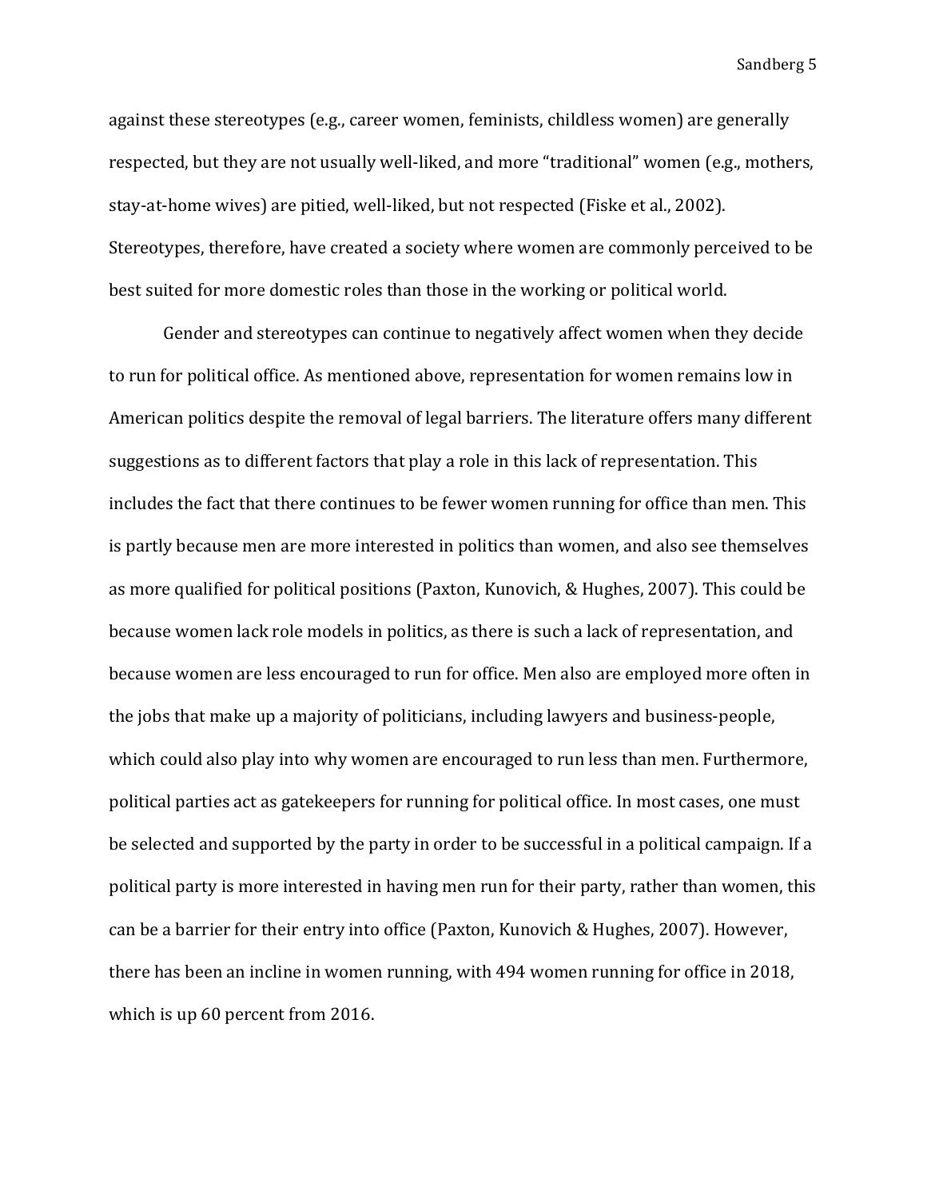against these stereotypes (e.g., career women, feminists, childless women) are generally respected, but they are not usually well-liked, and more "traditional" women (e.g., mothers, stay-at-home wives) are pitied, well-liked, but not respected (Fiske et al., 2002). Stereotypes, therefore, have created a society where women are commonly perceived to be best suited for more domestic roles than those in the working or political world.

Gender and stereotypes can continue to negatively affect women when they decide to run for political office. As mentioned above, representation for women remains low in American politics despite the removal of legal barriers. The literature offers many different suggestions as to different factors that play a role in this lack of representation. This includes the fact that there continues to be fewer women running for office than men. This is partly because men are more interested in politics than women, and also see themselves as more qualified for political positions (Paxton, Kunovich, & Hughes, 2007). This could be because women lack role models in politics, as there is such a lack of representation, and because women are less encouraged to run for office. Men also are employed more often in the jobs that make up a majority of politicians, including lawyers and business-people, which could also play into why women are encouraged to run less than men. Furthermore, political parties act as gatekeepers for running for political office. In most cases, one must be selected and supported by the party in order to be successful in a political campaign. If a political party is more interested in having men run for their party, rather than women, this can be a barrier for their entry into office (Paxton, Kunovich & Hughes, 2007). However, there has been an incline in women running, with 494 women running for office in 2018, which is up 60 percent from 2016.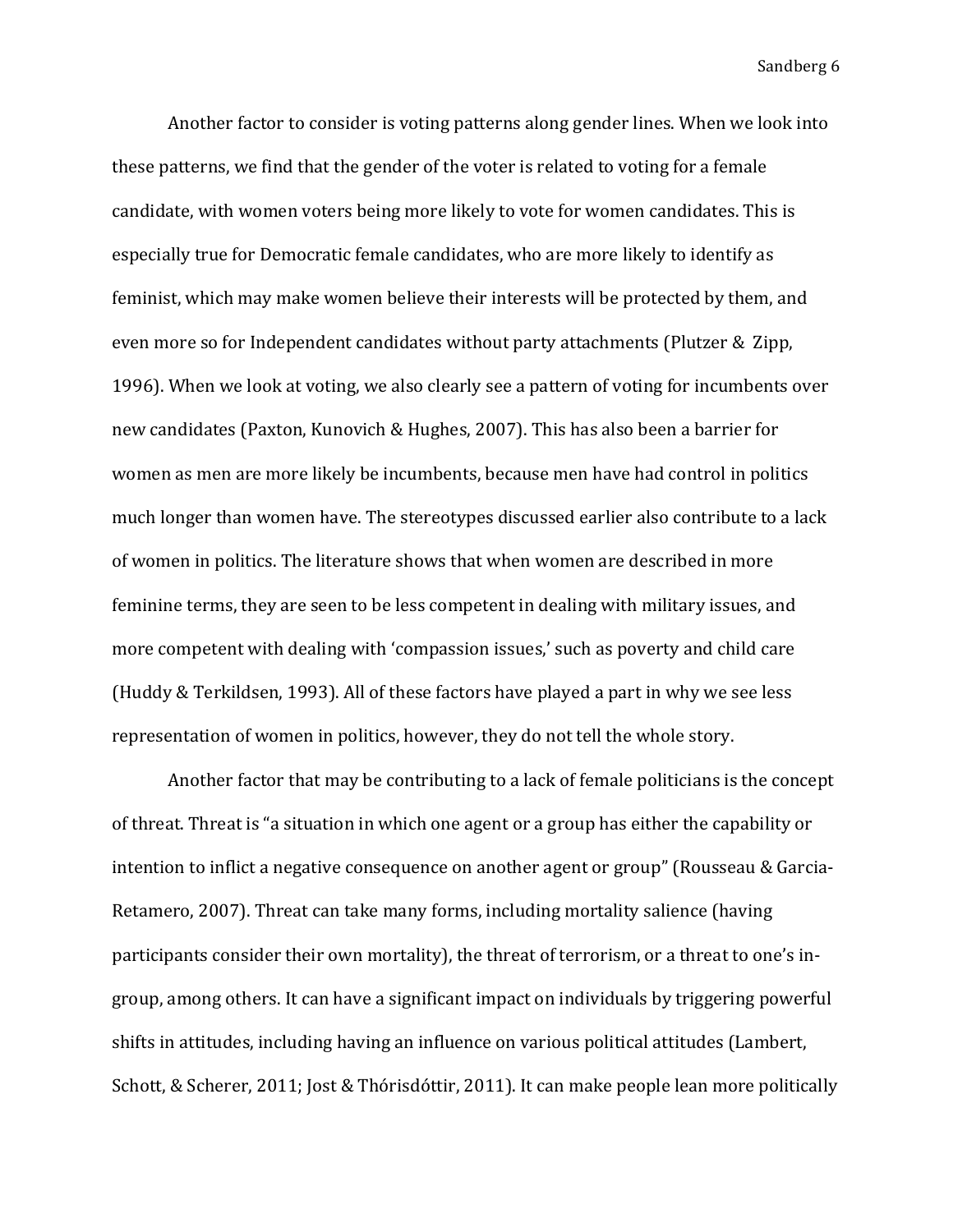Another factor to consider is voting patterns along gender lines. When we look into these patterns, we find that the gender of the voter is related to voting for a female candidate, with women voters being more likely to vote for women candidates. This is especially true for Democratic female candidates, who are more likely to identify as feminist, which may make women believe their interests will be protected by them, and even more so for Independent candidates without party attachments (Plutzer & Zipp, 1996). When we look at voting, we also clearly see a pattern of voting for incumbents over new candidates (Paxton, Kunovich & Hughes, 2007). This has also been a barrier for women as men are more likely be incumbents, because men have had control in politics much longer than women have. The stereotypes discussed earlier also contribute to a lack of women in politics. The literature shows that when women are described in more feminine terms, they are seen to be less competent in dealing with military issues, and more competent with dealing with 'compassion issues,' such as poverty and child care (Huddy & Terkildsen, 1993). All of these factors have played a part in why we see less representation of women in politics, however, they do not tell the whole story.

Another factor that may be contributing to a lack of female politicians is the concept of threat. Threat is "a situation in which one agent or a group has either the capability or intention to inflict a negative consequence on another agent or group" (Rousseau & Garcia-Retamero, 2007). Threat can take many forms, including mortality salience (having participants consider their own mortality), the threat of terrorism, or a threat to one's in-group, among others. It can have a significant impact on individuals by triggering powerful shifts in attitudes, including having an influence on various political attitudes (Lambert, Schott, & Scherer, 2011; Jost & Thórisdóttir, 2011). It can make people lean more politically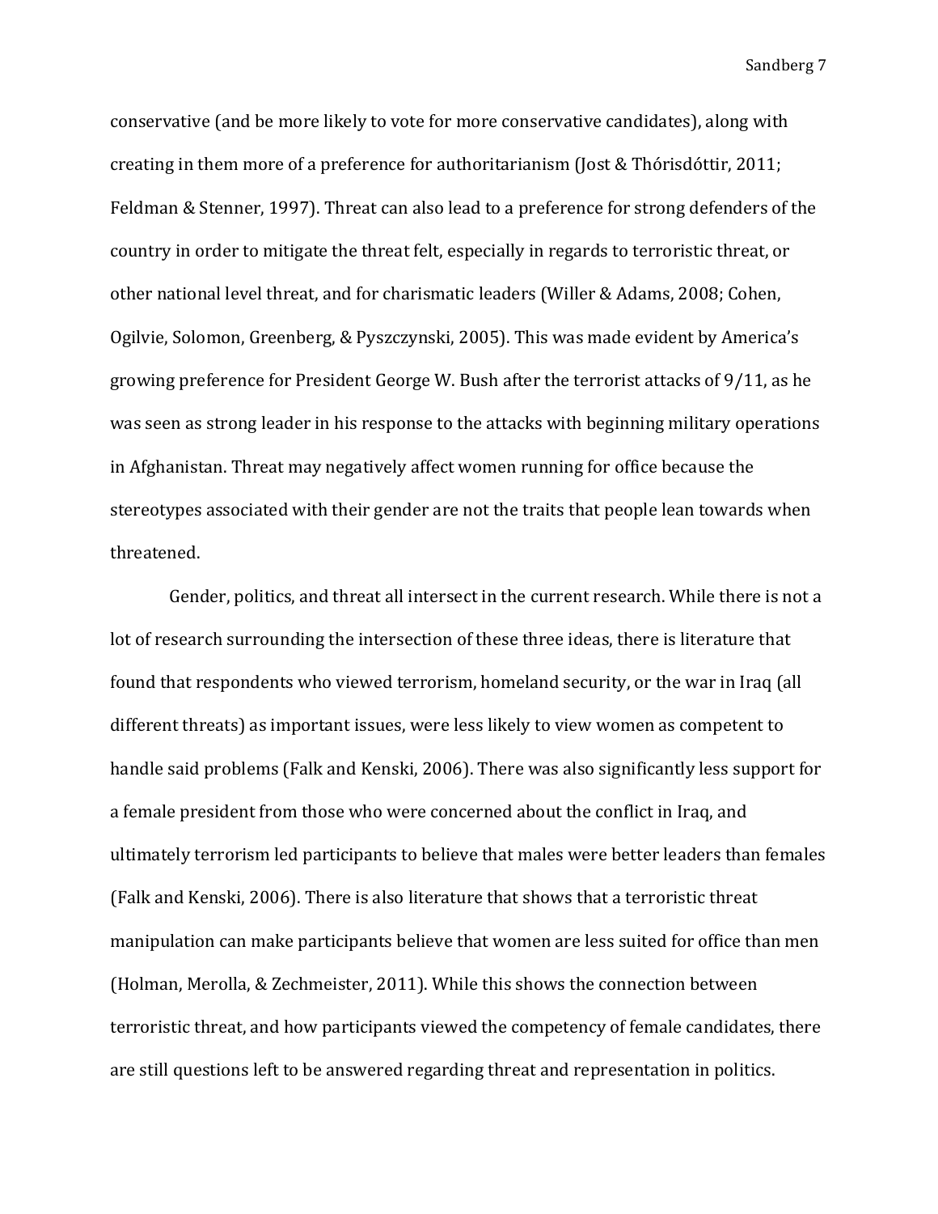conservative (and be more likely to vote for more conservative candidates), along with creating in them more of a preference for authoritarianism (Jost & Thórisdóttir, 2011; Feldman & Stenner, 1997). Threat can also lead to a preference for strong defenders of the country in order to mitigate the threat felt, especially in regards to terroristic threat, or other national level threat, and for charismatic leaders (Willer & Adams, 2008; Cohen, Ogilvie, Solomon, Greenberg, & Pyszczynski, 2005). This was made evident by America's growing preference for President George W. Bush after the terrorist attacks of 9/11, as he was seen as strong leader in his response to the attacks with beginning military operations in Afghanistan. Threat may negatively affect women running for office because the stereotypes associated with their gender are not the traits that people lean towards when threatened.

Gender, politics, and threat all intersect in the current research. While there is not a lot of research surrounding the intersection of these three ideas, there is literature that found that respondents who viewed terrorism, homeland security, or the war in Iraq (all different threats) as important issues, were less likely to view women as competent to handle said problems (Falk and Kenski, 2006). There was also significantly less support for a female president from those who were concerned about the conflict in Iraq, and ultimately terrorism led participants to believe that males were better leaders than females (Falk and Kenski, 2006). There is also literature that shows that a terroristic threat manipulation can make participants believe that women are less suited for office than men (Holman, Merolla, & Zechmeister, 2011). While this shows the connection between terroristic threat, and how participants viewed the competency of female candidates, there are still questions left to be answered regarding threat and representation in politics.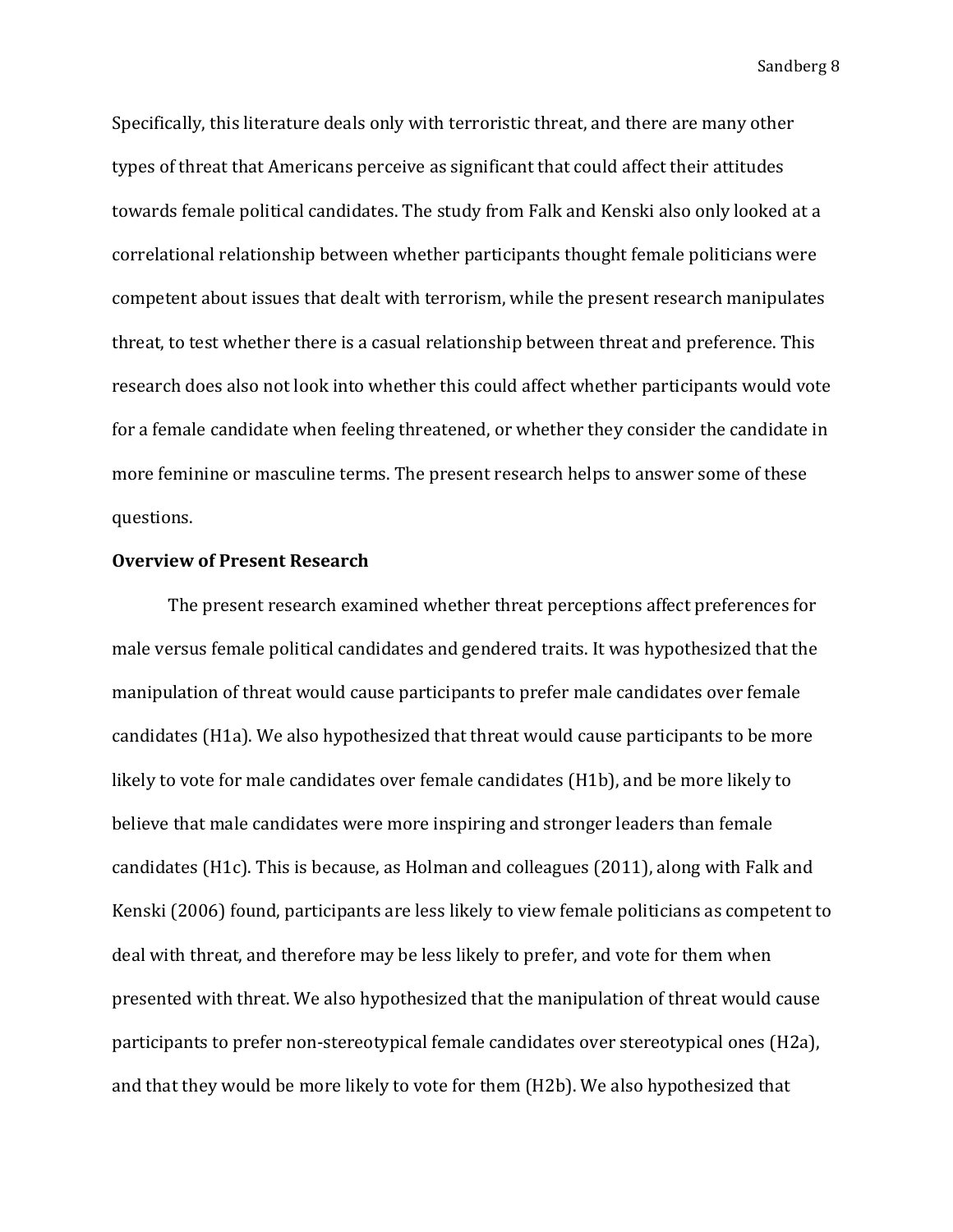Specifically, this literature deals only with terroristic threat, and there are many other types of threat that Americans perceive as significant that could affect their attitudes towards female political candidates. The study from Falk and Kenski also only looked at a correlational relationship between whether participants thought female politicians were competent about issues that dealt with terrorism, while the present research manipulates threat, to test whether there is a casual relationship between threat and preference. This research does also not look into whether this could affect whether participants would vote for a female candidate when feeling threatened, or whether they consider the candidate in more feminine or masculine terms. The present research helps to answer some of these questions.

**Overview of Present Research**

The present research examined whether threat perceptions affect preferences for male versus female political candidates and gendered traits. It was hypothesized that the manipulation of threat would cause participants to prefer male candidates over female candidates (H1a). We also hypothesized that threat would cause participants to be more likely to vote for male candidates over female candidates (H1b), and be more likely to believe that male candidates were more inspiring and stronger leaders than female candidates (H1c). This is because, as Holman and colleagues (2011), along with Falk and Kenski (2006) found, participants are less likely to view female politicians as competent to deal with threat, and therefore may be less likely to prefer, and vote for them when presented with threat. We also hypothesized that the manipulation of threat would cause participants to prefer non-stereotypical female candidates over stereotypical ones (H2a), and that they would be more likely to vote for them (H2b). We also hypothesized that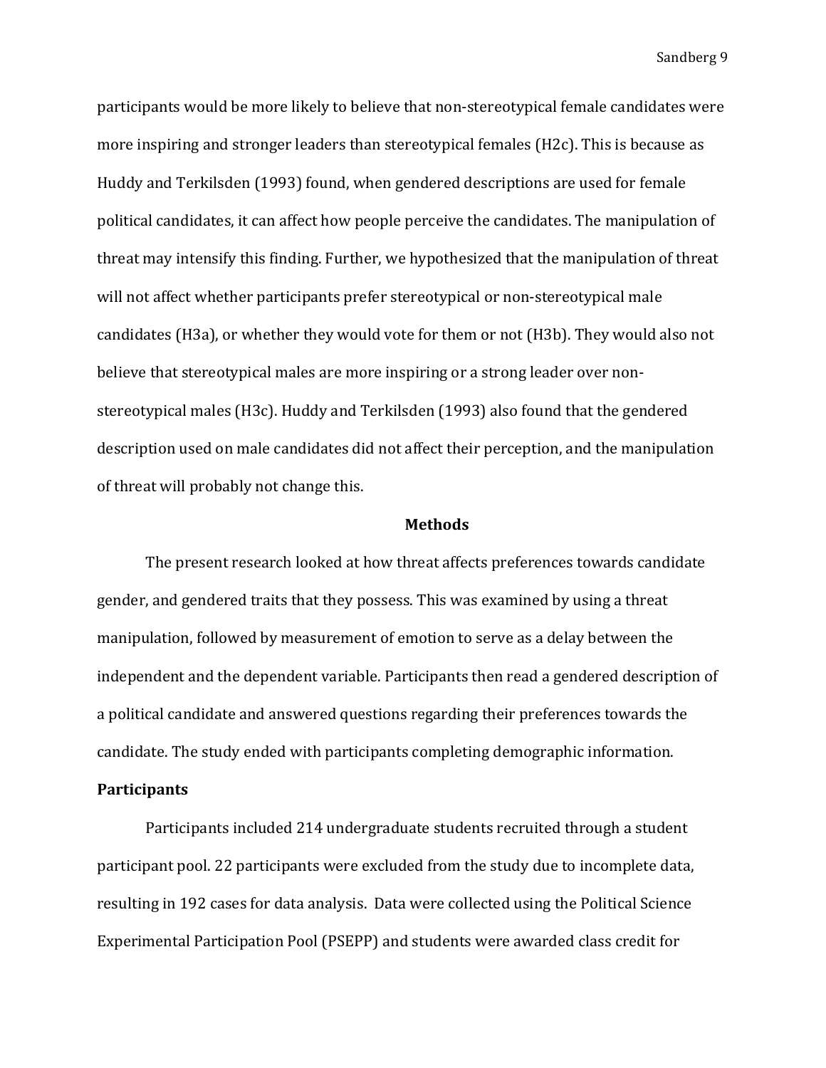participants would be more likely to believe that non-stereotypical female candidates were more inspiring and stronger leaders than stereotypical females (H2c). This is because as Huddy and Terkilsden (1993) found, when gendered descriptions are used for female political candidates, it can affect how people perceive the candidates. The manipulation of threat may intensify this finding. Further, we hypothesized that the manipulation of threat will not affect whether participants prefer stereotypical or non-stereotypical male candidates (H3a), or whether they would vote for them or not (H3b). They would also not believe that stereotypical males are more inspiring or a strong leader over non-stereotypical males (H3c). Huddy and Terkilsden (1993) also found that the gendered description used on male candidates did not affect their perception, and the manipulation of threat will probably not change this.

## Methods

The present research looked at how threat affects preferences towards candidate gender, and gendered traits that they possess. This was examined by using a threat manipulation, followed by measurement of emotion to serve as a delay between the independent and the dependent variable. Participants then read a gendered description of a political candidate and answered questions regarding their preferences towards the candidate. The study ended with participants completing demographic information.

### Participants

Participants included 214 undergraduate students recruited through a student participant pool. 22 participants were excluded from the study due to incomplete data, resulting in 192 cases for data analysis. Data were collected using the Political Science Experimental Participation Pool (PSEPP) and students were awarded class credit for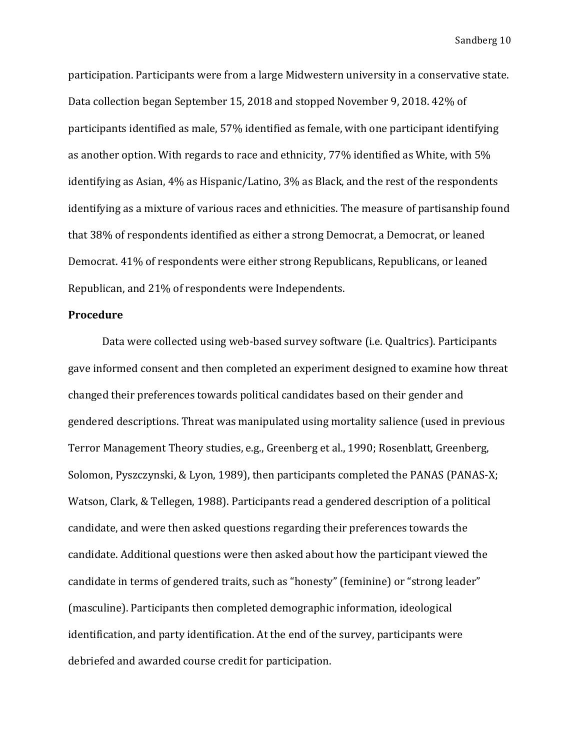participation. Participants were from a large Midwestern university in a conservative state. Data collection began September 15, 2018 and stopped November 9, 2018. 42% of participants identified as male, 57% identified as female, with one participant identifying as another option. With regards to race and ethnicity, 77% identified as White, with 5% identifying as Asian, 4% as Hispanic/Latino, 3% as Black, and the rest of the respondents identifying as a mixture of various races and ethnicities. The measure of partisanship found that 38% of respondents identified as either a strong Democrat, a Democrat, or leaned Democrat. 41% of respondents were either strong Republicans, Republicans, or leaned Republican, and 21% of respondents were Independents.

**Procedure**

Data were collected using web-based survey software (i.e. Qualtrics). Participants gave informed consent and then completed an experiment designed to examine how threat changed their preferences towards political candidates based on their gender and gendered descriptions. Threat was manipulated using mortality salience (used in previous Terror Management Theory studies, e.g., Greenberg et al., 1990; Rosenblatt, Greenberg, Solomon, Pyszczynski, & Lyon, 1989), then participants completed the PANAS (PANAS-X; Watson, Clark, & Tellegen, 1988). Participants read a gendered description of a political candidate, and were then asked questions regarding their preferences towards the candidate. Additional questions were then asked about how the participant viewed the candidate in terms of gendered traits, such as "honesty" (feminine) or "strong leader" (masculine). Participants then completed demographic information, ideological identification, and party identification. At the end of the survey, participants were debriefed and awarded course credit for participation.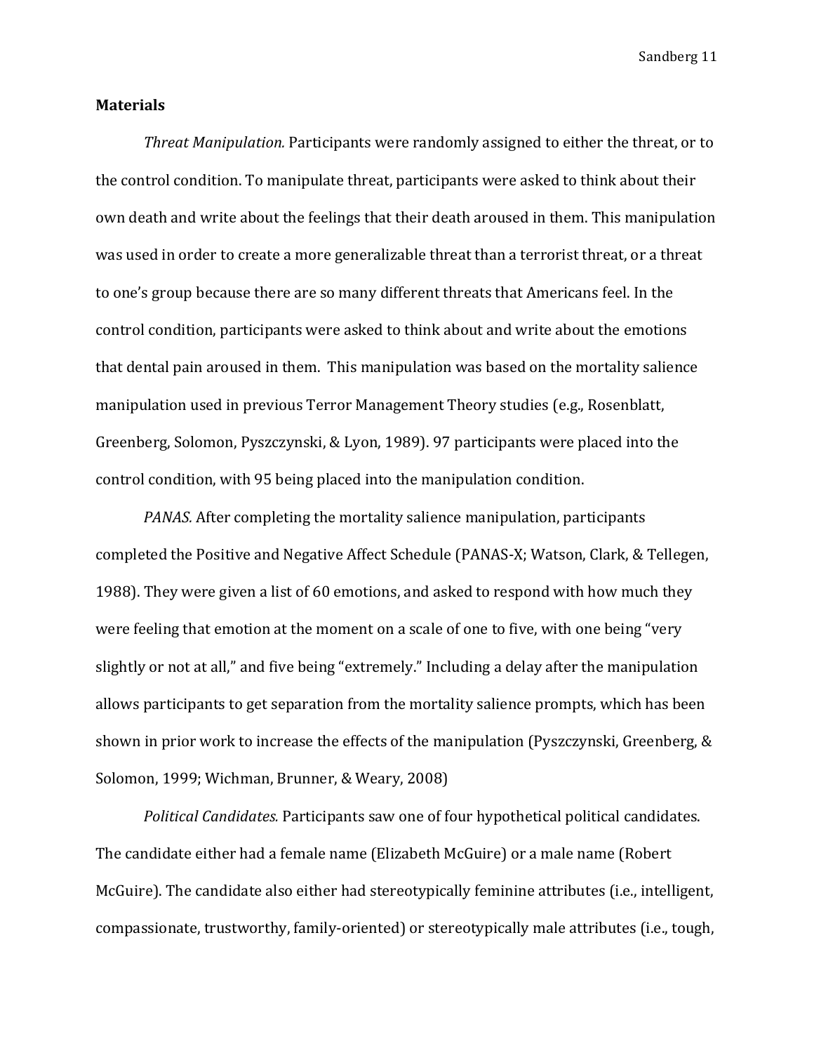**Materials**

*Threat Manipulation.* Participants were randomly assigned to either the threat, or to the control condition. To manipulate threat, participants were asked to think about their own death and write about the feelings that their death aroused in them. This manipulation was used in order to create a more generalizable threat than a terrorist threat, or a threat to one's group because there are so many different threats that Americans feel. In the control condition, participants were asked to think about and write about the emotions that dental pain aroused in them. This manipulation was based on the mortality salience manipulation used in previous Terror Management Theory studies (e.g., Rosenblatt, Greenberg, Solomon, Pyszczynski, & Lyon, 1989). 97 participants were placed into the control condition, with 95 being placed into the manipulation condition.

*PANAS.* After completing the mortality salience manipulation, participants completed the Positive and Negative Affect Schedule (PANAS-X; Watson, Clark, & Tellegen, 1988). They were given a list of 60 emotions, and asked to respond with how much they were feeling that emotion at the moment on a scale of one to five, with one being "very slightly or not at all," and five being "extremely." Including a delay after the manipulation allows participants to get separation from the mortality salience prompts, which has been shown in prior work to increase the effects of the manipulation (Pyszczynski, Greenberg, & Solomon, 1999; Wichman, Brunner, & Weary, 2008)

*Political Candidates.* Participants saw one of four hypothetical political candidates. The candidate either had a female name (Elizabeth McGuire) or a male name (Robert McGuire). The candidate also either had stereotypically feminine attributes (i.e., intelligent, compassionate, trustworthy, family-oriented) or stereotypically male attributes (i.e., tough,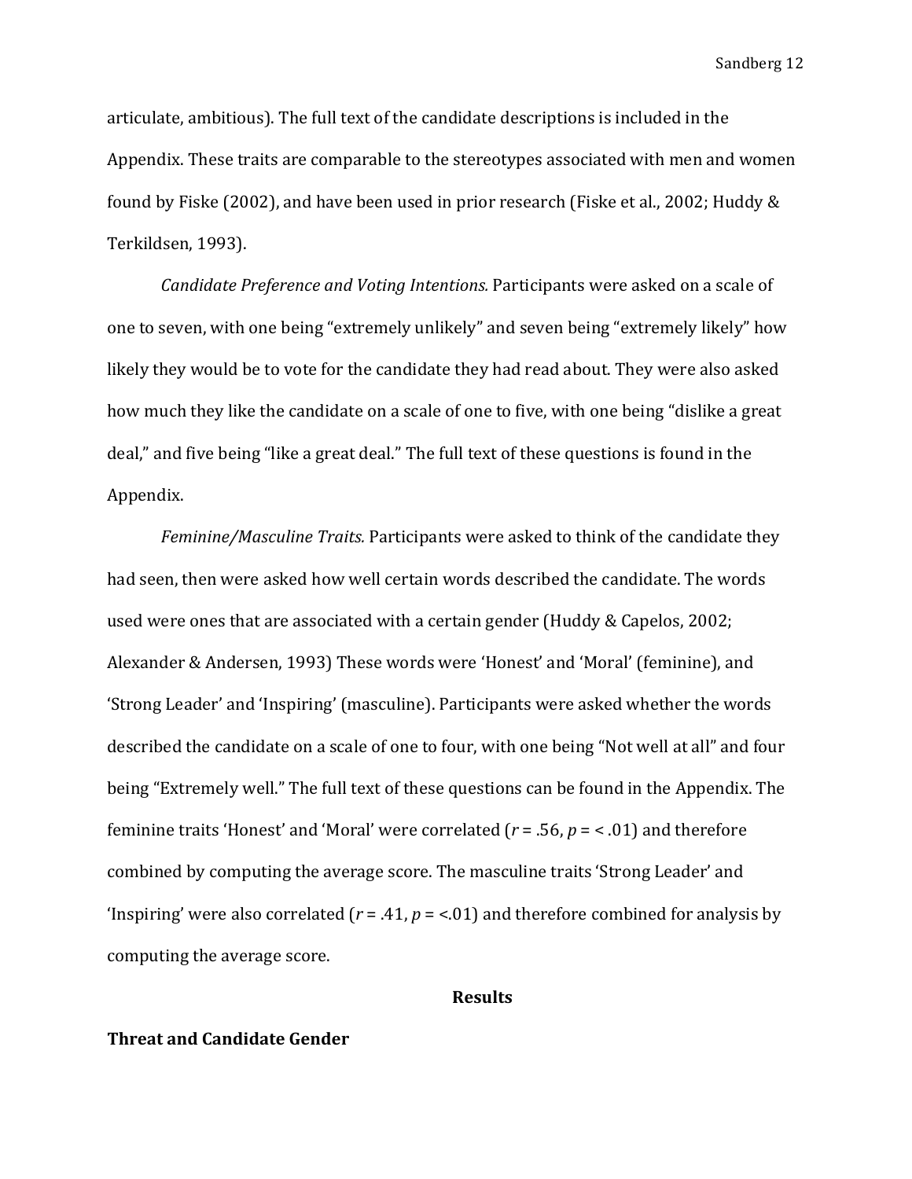articulate, ambitious). The full text of the candidate descriptions is included in the Appendix. These traits are comparable to the stereotypes associated with men and women found by Fiske (2002), and have been used in prior research (Fiske et al., 2002; Huddy & Terkildsen, 1993).

*Candidate Preference and Voting Intentions.* Participants were asked on a scale of one to seven, with one being "extremely unlikely" and seven being "extremely likely" how likely they would be to vote for the candidate they had read about. They were also asked how much they like the candidate on a scale of one to five, with one being "dislike a great deal," and five being "like a great deal." The full text of these questions is found in the Appendix.

*Feminine/Masculine Traits.* Participants were asked to think of the candidate they had seen, then were asked how well certain words described the candidate. The words used were ones that are associated with a certain gender (Huddy & Capelos, 2002; Alexander & Andersen, 1993) These words were 'Honest' and 'Moral' (feminine), and 'Strong Leader' and 'Inspiring' (masculine). Participants were asked whether the words described the candidate on a scale of one to four, with one being "Not well at all" and four being "Extremely well." The full text of these questions can be found in the Appendix. The feminine traits 'Honest' and 'Moral' were correlated ($r$ = .56, $p$ = < .01) and therefore combined by computing the average score. The masculine traits 'Strong Leader' and 'Inspiring' were also correlated ($r$ = .41, $p$ = <.01) and therefore combined for analysis by computing the average score.

## Results

### Threat and Candidate Gender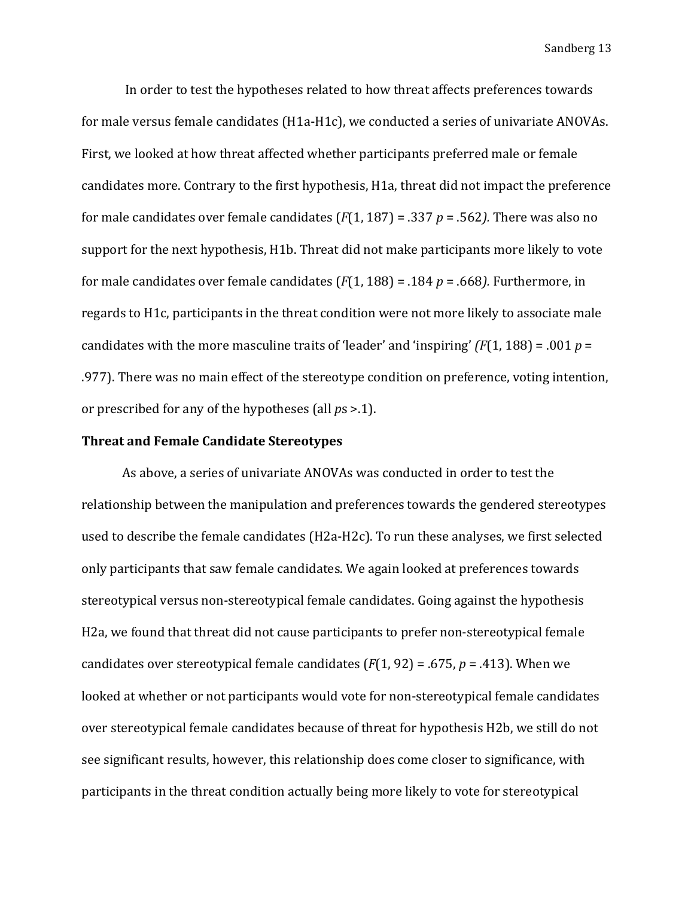In order to test the hypotheses related to how threat affects preferences towards for male versus female candidates (H1a-H1c), we conducted a series of univariate ANOVAs. First, we looked at how threat affected whether participants preferred male or female candidates more. Contrary to the first hypothesis, H1a, threat did not impact the preference for male candidates over female candidates ($F$(1, 187) = .337 $p$ = .562*).* There was also no support for the next hypothesis, H1b. Threat did not make participants more likely to vote for male candidates over female candidates ($F$(1, 188) = .184 $p$ = .668*).* Furthermore, in regards to H1c, participants in the threat condition were not more likely to associate male candidates with the more masculine traits of 'leader' and 'inspiring' *(*$F$(1, 188) = .001 $p$ = .977). There was no main effect of the stereotype condition on preference, voting intention, or prescribed for any of the hypotheses (all $p$s >.1).

**Threat and Female Candidate Stereotypes**

As above, a series of univariate ANOVAs was conducted in order to test the relationship between the manipulation and preferences towards the gendered stereotypes used to describe the female candidates (H2a-H2c). To run these analyses, we first selected only participants that saw female candidates. We again looked at preferences towards stereotypical versus non-stereotypical female candidates. Going against the hypothesis H2a, we found that threat did not cause participants to prefer non-stereotypical female candidates over stereotypical female candidates ($F$(1, 92) = .675, $p$ = .413). When we looked at whether or not participants would vote for non-stereotypical female candidates over stereotypical female candidates because of threat for hypothesis H2b, we still do not see significant results, however, this relationship does come closer to significance, with participants in the threat condition actually being more likely to vote for stereotypical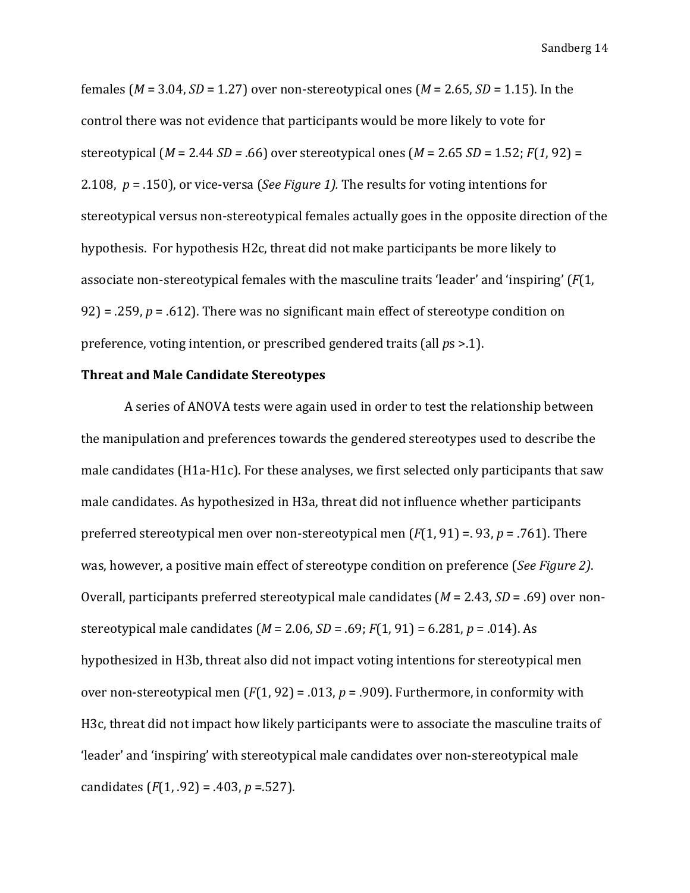females ($M$ = 3.04, $SD$ = 1.27) over non-stereotypical ones ($M$ = 2.65, $SD$ = 1.15). In the control there was not evidence that participants would be more likely to vote for stereotypical ($M$ = 2.44 $SD$ = .66) over stereotypical ones ($M$ = 2.65 $SD$ = 1.52; $F(1, 92)$ = 2.108, $p$ = .150), or vice-versa (*See Figure 1).* The results for voting intentions for stereotypical versus non-stereotypical females actually goes in the opposite direction of the hypothesis. For hypothesis H2c, threat did not make participants be more likely to associate non-stereotypical females with the masculine traits 'leader' and 'inspiring' ($F(1, 92)$ = .259, $p$ = .612). There was no significant main effect of stereotype condition on preference, voting intention, or prescribed gendered traits (all $p$s >.1).

**Threat and Male Candidate Stereotypes**

A series of ANOVA tests were again used in order to test the relationship between the manipulation and preferences towards the gendered stereotypes used to describe the male candidates (H1a-H1c). For these analyses, we first selected only participants that saw male candidates. As hypothesized in H3a, threat did not influence whether participants preferred stereotypical men over non-stereotypical men ($F(1, 91)$ =. 93, $p$ = .761). There was, however, a positive main effect of stereotype condition on preference (*See Figure 2)*. Overall, participants preferred stereotypical male candidates ($M$ = 2.43, $SD$ = .69) over non-stereotypical male candidates ($M$ = 2.06, $SD$ = .69; $F(1, 91)$ = 6.281, $p$ = .014). As hypothesized in H3b, threat also did not impact voting intentions for stereotypical men over non-stereotypical men ($F(1, 92)$ = .013, $p$ = .909). Furthermore, in conformity with H3c, threat did not impact how likely participants were to associate the masculine traits of 'leader' and 'inspiring' with stereotypical male candidates over non-stereotypical male candidates ($F(1, .92)$ = .403, $p$ =.527).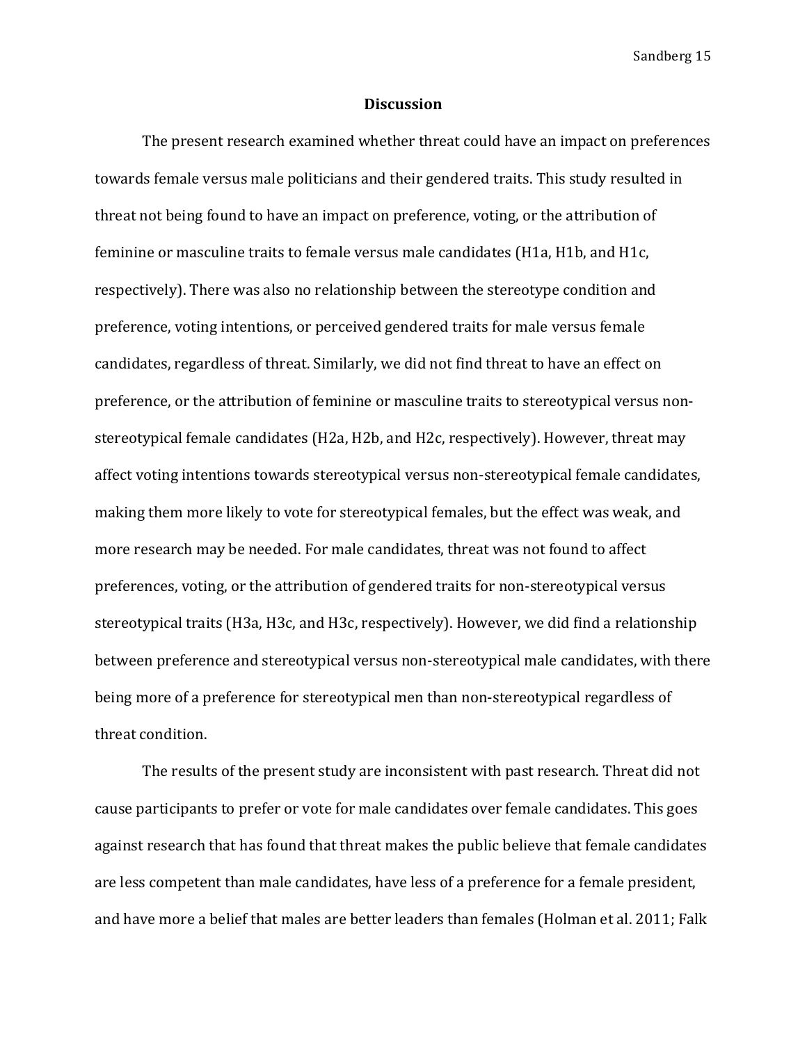## Discussion

The present research examined whether threat could have an impact on preferences towards female versus male politicians and their gendered traits. This study resulted in threat not being found to have an impact on preference, voting, or the attribution of feminine or masculine traits to female versus male candidates (H1a, H1b, and H1c, respectively). There was also no relationship between the stereotype condition and preference, voting intentions, or perceived gendered traits for male versus female candidates, regardless of threat. Similarly, we did not find threat to have an effect on preference, or the attribution of feminine or masculine traits to stereotypical versus non-stereotypical female candidates (H2a, H2b, and H2c, respectively). However, threat may affect voting intentions towards stereotypical versus non-stereotypical female candidates, making them more likely to vote for stereotypical females, but the effect was weak, and more research may be needed. For male candidates, threat was not found to affect preferences, voting, or the attribution of gendered traits for non-stereotypical versus stereotypical traits (H3a, H3c, and H3c, respectively). However, we did find a relationship between preference and stereotypical versus non-stereotypical male candidates, with there being more of a preference for stereotypical men than non-stereotypical regardless of threat condition.

The results of the present study are inconsistent with past research. Threat did not cause participants to prefer or vote for male candidates over female candidates. This goes against research that has found that threat makes the public believe that female candidates are less competent than male candidates, have less of a preference for a female president, and have more a belief that males are better leaders than females (Holman et al. 2011; Falk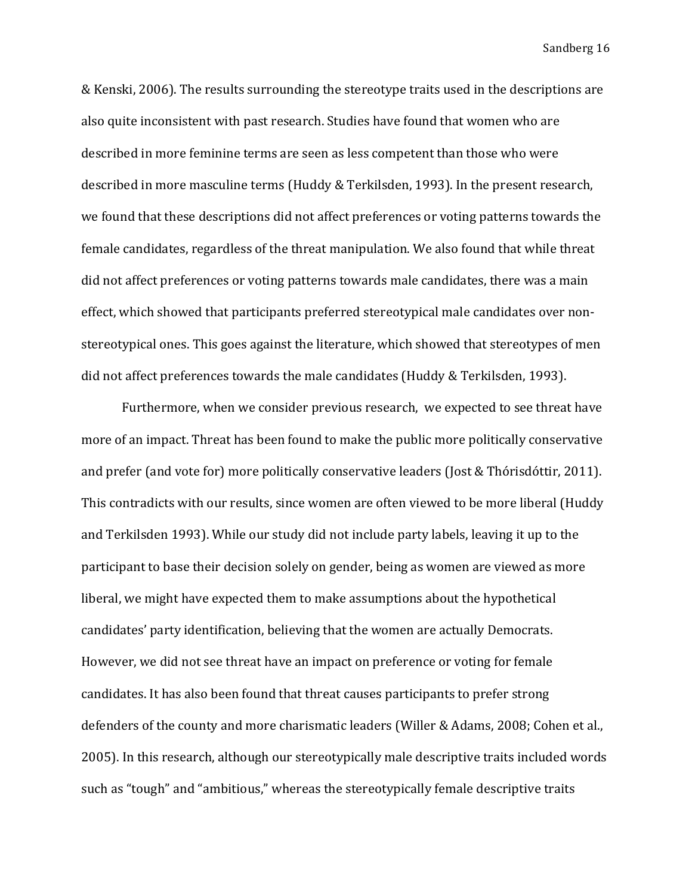& Kenski, 2006). The results surrounding the stereotype traits used in the descriptions are also quite inconsistent with past research. Studies have found that women who are described in more feminine terms are seen as less competent than those who were described in more masculine terms (Huddy & Terkilsden, 1993). In the present research, we found that these descriptions did not affect preferences or voting patterns towards the female candidates, regardless of the threat manipulation. We also found that while threat did not affect preferences or voting patterns towards male candidates, there was a main effect, which showed that participants preferred stereotypical male candidates over non-stereotypical ones. This goes against the literature, which showed that stereotypes of men did not affect preferences towards the male candidates (Huddy & Terkilsden, 1993).

Furthermore, when we consider previous research, we expected to see threat have more of an impact. Threat has been found to make the public more politically conservative and prefer (and vote for) more politically conservative leaders (Jost & Thórisdóttir, 2011). This contradicts with our results, since women are often viewed to be more liberal (Huddy and Terkilsden 1993). While our study did not include party labels, leaving it up to the participant to base their decision solely on gender, being as women are viewed as more liberal, we might have expected them to make assumptions about the hypothetical candidates' party identification, believing that the women are actually Democrats. However, we did not see threat have an impact on preference or voting for female candidates. It has also been found that threat causes participants to prefer strong defenders of the county and more charismatic leaders (Willer & Adams, 2008; Cohen et al., 2005). In this research, although our stereotypically male descriptive traits included words such as "tough" and "ambitious," whereas the stereotypically female descriptive traits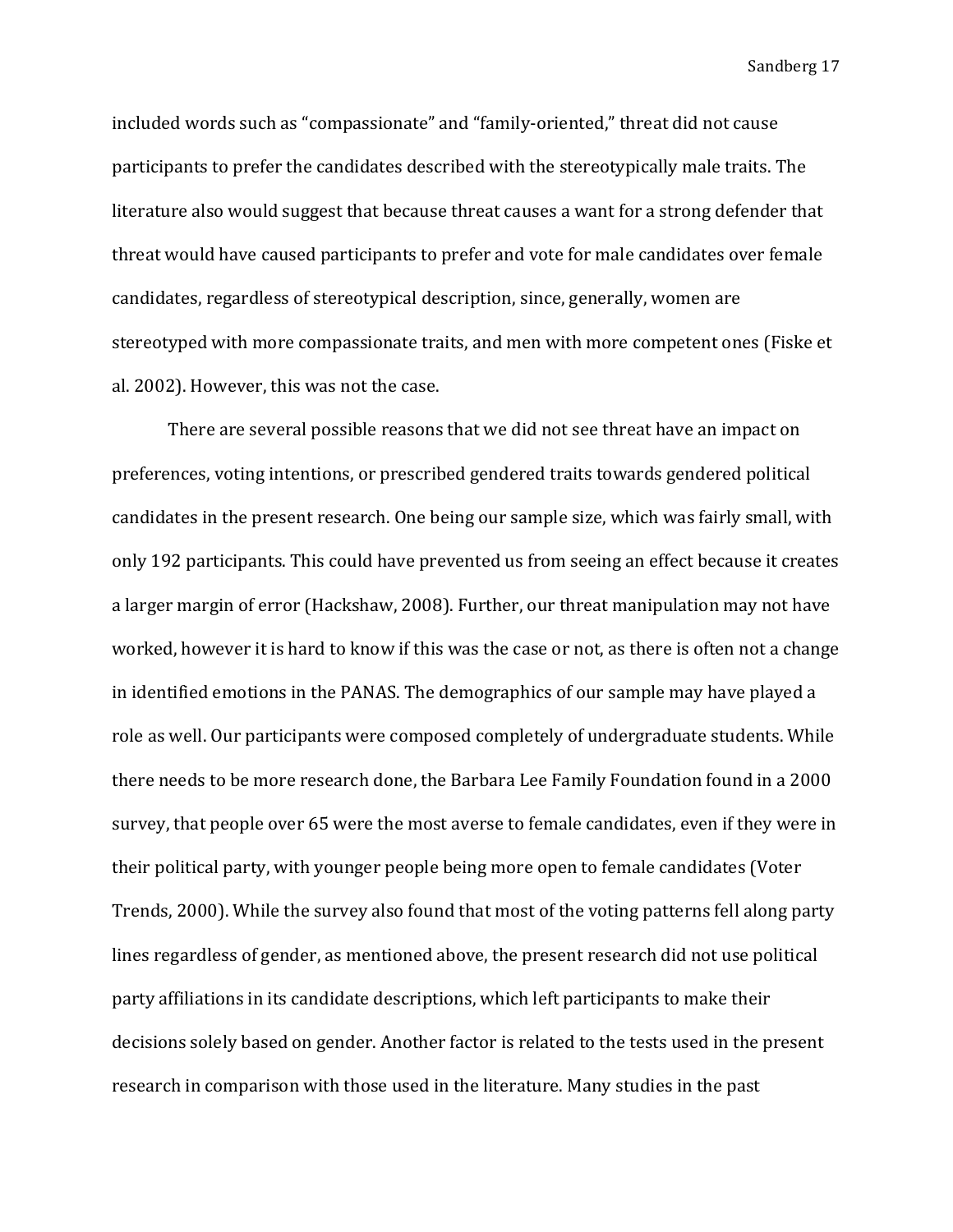included words such as "compassionate" and "family-oriented," threat did not cause participants to prefer the candidates described with the stereotypically male traits. The literature also would suggest that because threat causes a want for a strong defender that threat would have caused participants to prefer and vote for male candidates over female candidates, regardless of stereotypical description, since, generally, women are stereotyped with more compassionate traits, and men with more competent ones (Fiske et al. 2002). However, this was not the case.

There are several possible reasons that we did not see threat have an impact on preferences, voting intentions, or prescribed gendered traits towards gendered political candidates in the present research. One being our sample size, which was fairly small, with only 192 participants. This could have prevented us from seeing an effect because it creates a larger margin of error (Hackshaw, 2008). Further, our threat manipulation may not have worked, however it is hard to know if this was the case or not, as there is often not a change in identified emotions in the PANAS. The demographics of our sample may have played a role as well. Our participants were composed completely of undergraduate students. While there needs to be more research done, the Barbara Lee Family Foundation found in a 2000 survey, that people over 65 were the most averse to female candidates, even if they were in their political party, with younger people being more open to female candidates (Voter Trends, 2000). While the survey also found that most of the voting patterns fell along party lines regardless of gender, as mentioned above, the present research did not use political party affiliations in its candidate descriptions, which left participants to make their decisions solely based on gender. Another factor is related to the tests used in the present research in comparison with those used in the literature. Many studies in the past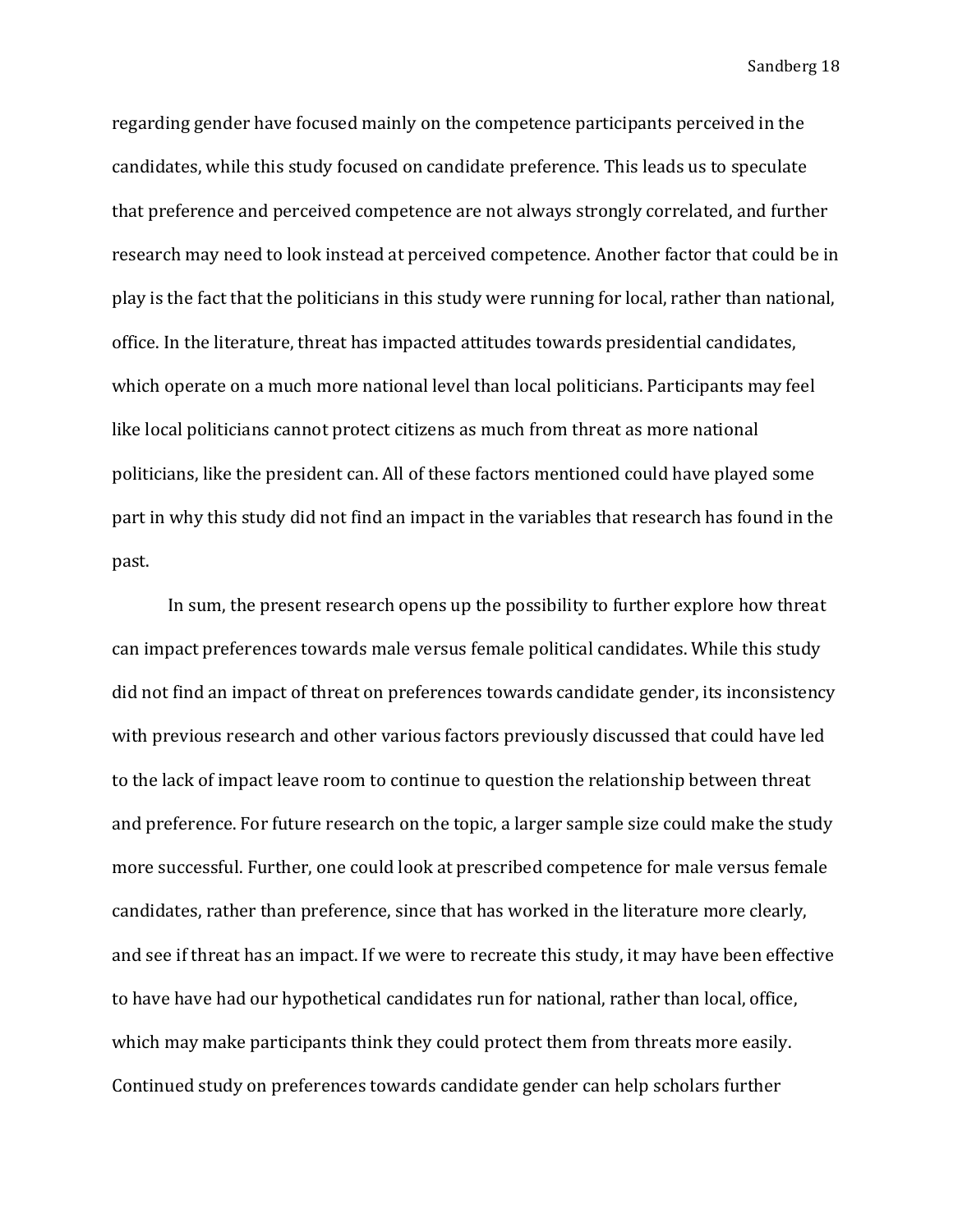regarding gender have focused mainly on the competence participants perceived in the candidates, while this study focused on candidate preference. This leads us to speculate that preference and perceived competence are not always strongly correlated, and further research may need to look instead at perceived competence. Another factor that could be in play is the fact that the politicians in this study were running for local, rather than national, office. In the literature, threat has impacted attitudes towards presidential candidates, which operate on a much more national level than local politicians. Participants may feel like local politicians cannot protect citizens as much from threat as more national politicians, like the president can. All of these factors mentioned could have played some part in why this study did not find an impact in the variables that research has found in the past.

In sum, the present research opens up the possibility to further explore how threat can impact preferences towards male versus female political candidates. While this study did not find an impact of threat on preferences towards candidate gender, its inconsistency with previous research and other various factors previously discussed that could have led to the lack of impact leave room to continue to question the relationship between threat and preference. For future research on the topic, a larger sample size could make the study more successful. Further, one could look at prescribed competence for male versus female candidates, rather than preference, since that has worked in the literature more clearly, and see if threat has an impact. If we were to recreate this study, it may have been effective to have have had our hypothetical candidates run for national, rather than local, office, which may make participants think they could protect them from threats more easily. Continued study on preferences towards candidate gender can help scholars further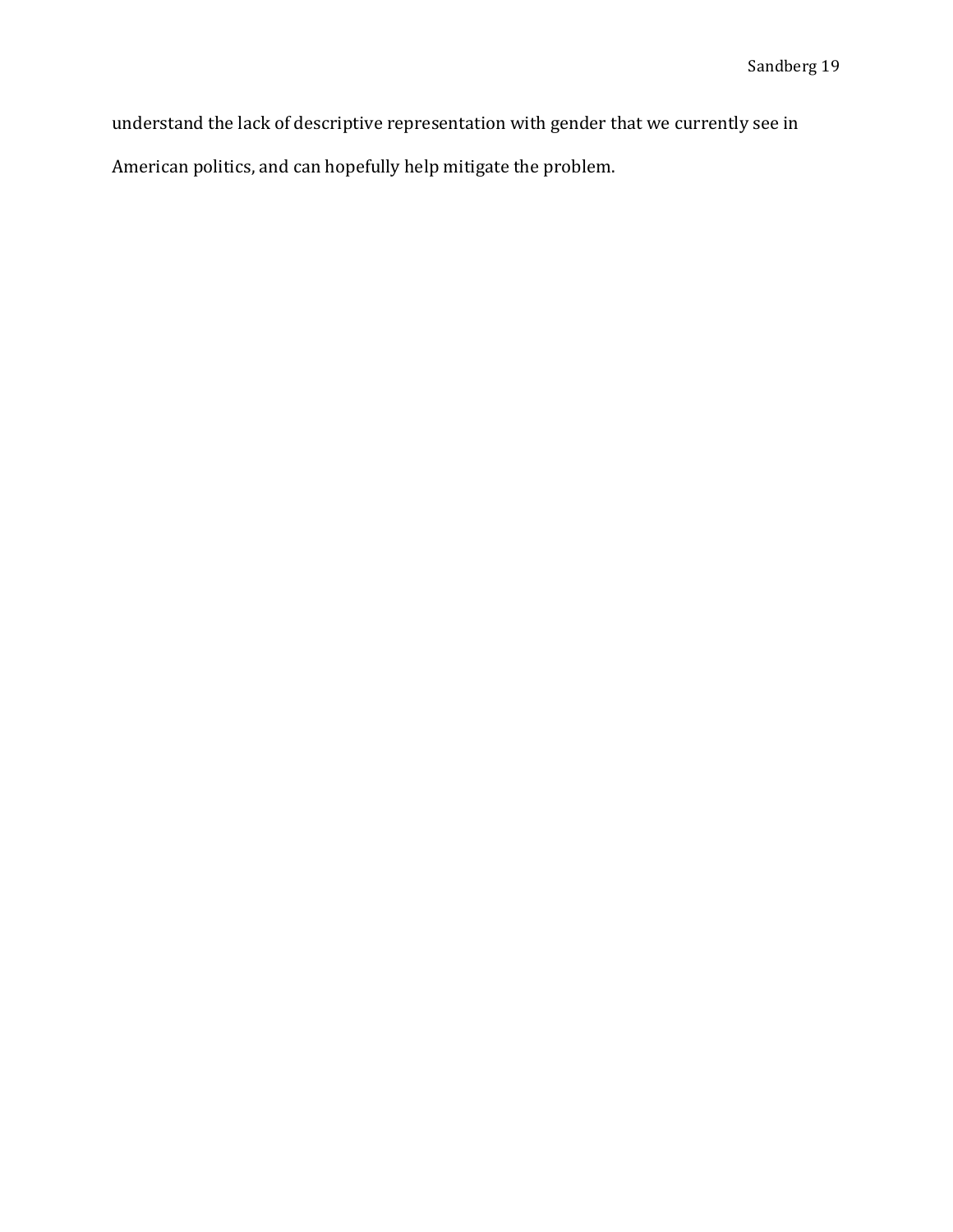understand the lack of descriptive representation with gender that we currently see in American politics, and can hopefully help mitigate the problem.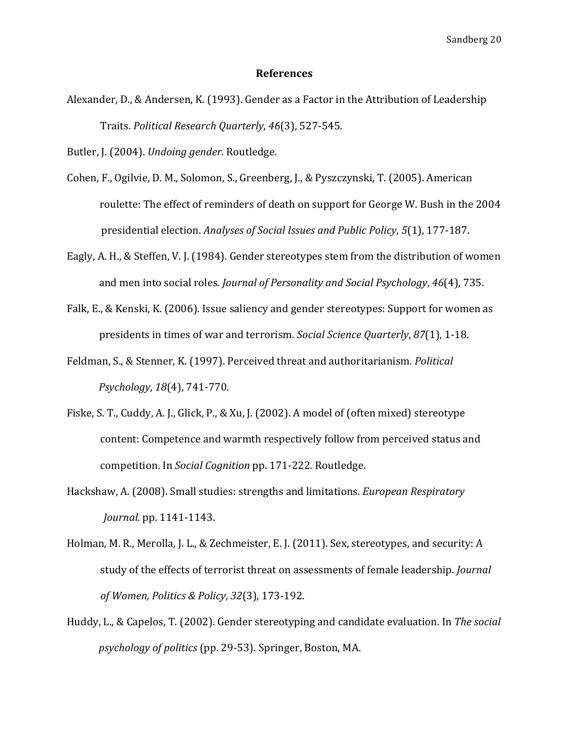# References

Alexander, D., & Andersen, K. (1993). Gender as a Factor in the Attribution of Leadership Traits. *Political Research Quarterly*, *46*(3), 527-545.

Butler, J. (2004). *Undoing gender*. Routledge.

Cohen, F., Ogilvie, D. M., Solomon, S., Greenberg, J., & Pyszczynski, T. (2005). American roulette: The effect of reminders of death on support for George W. Bush in the 2004 presidential election. *Analyses of Social Issues and Public Policy*, *5*(1), 177-187.

Eagly, A. H., & Steffen, V. J. (1984). Gender stereotypes stem from the distribution of women and men into social roles. *Journal of Personality and Social Psychology*, *46*(4), 735.

Falk, E., & Kenski, K. (2006). Issue saliency and gender stereotypes: Support for women as presidents in times of war and terrorism. *Social Science Quarterly*, *87*(1), 1-18.

Feldman, S., & Stenner, K. (1997). Perceived threat and authoritarianism. *Political Psychology*, *18*(4), 741-770.

Fiske, S. T., Cuddy, A. J., Glick, P., & Xu, J. (2002). A model of (often mixed) stereotype content: Competence and warmth respectively follow from perceived status and competition. In *Social Cognition* pp. 171-222. Routledge.

Hackshaw, A. (2008). Small studies: strengths and limitations. *European Respiratory Journal.* pp. 1141-1143.

Holman, M. R., Merolla, J. L., & Zechmeister, E. J. (2011). Sex, stereotypes, and security: A study of the effects of terrorist threat on assessments of female leadership. *Journal of Women, Politics & Policy*, *32*(3), 173-192.

Huddy, L., & Capelos, T. (2002). Gender stereotyping and candidate evaluation. In *The social psychology of politics* (pp. 29-53). Springer, Boston, MA.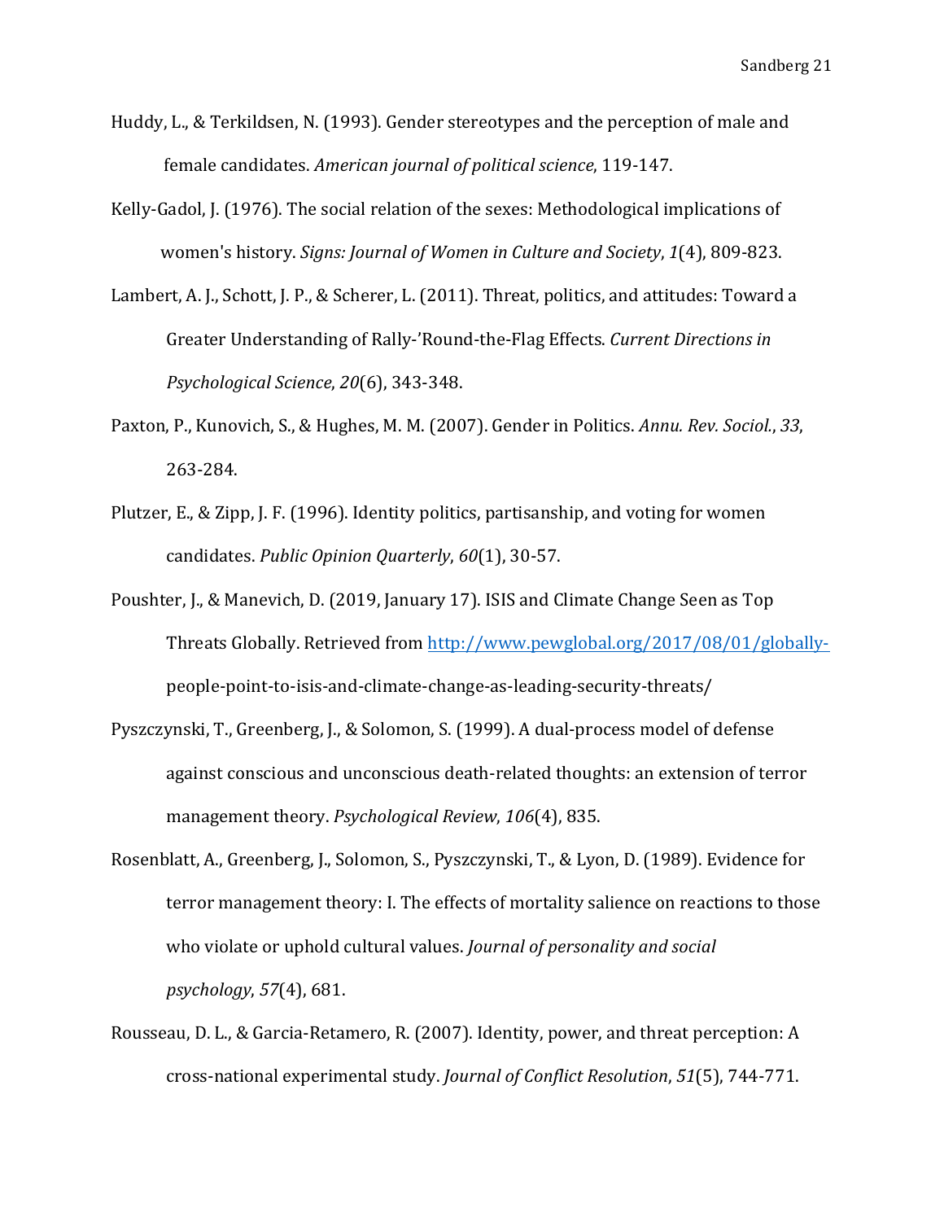Huddy, L., & Terkildsen, N. (1993). Gender stereotypes and the perception of male and female candidates. *American journal of political science*, 119-147.

Kelly-Gadol, J. (1976). The social relation of the sexes: Methodological implications of women's history. *Signs: Journal of Women in Culture and Society*, *1*(4), 809-823.

Lambert, A. J., Schott, J. P., & Scherer, L. (2011). Threat, politics, and attitudes: Toward a Greater Understanding of Rally-'Round-the-Flag Effects. *Current Directions in Psychological Science*, *20*(6), 343-348.

Paxton, P., Kunovich, S., & Hughes, M. M. (2007). Gender in Politics. *Annu. Rev. Sociol.*, *33*, 263-284.

Plutzer, E., & Zipp, J. F. (1996). Identity politics, partisanship, and voting for women candidates. *Public Opinion Quarterly*, *60*(1), 30-57.

Poushter, J., & Manevich, D. (2019, January 17). ISIS and Climate Change Seen as Top Threats Globally. Retrieved from http://www.pewglobal.org/2017/08/01/globally-people-point-to-isis-and-climate-change-as-leading-security-threats/

Pyszczynski, T., Greenberg, J., & Solomon, S. (1999). A dual-process model of defense against conscious and unconscious death-related thoughts: an extension of terror management theory. *Psychological Review*, *106*(4), 835.

Rosenblatt, A., Greenberg, J., Solomon, S., Pyszczynski, T., & Lyon, D. (1989). Evidence for terror management theory: I. The effects of mortality salience on reactions to those who violate or uphold cultural values. *Journal of personality and social psychology*, *57*(4), 681.

Rousseau, D. L., & Garcia-Retamero, R. (2007). Identity, power, and threat perception: A cross-national experimental study. *Journal of Conflict Resolution*, *51*(5), 744-771.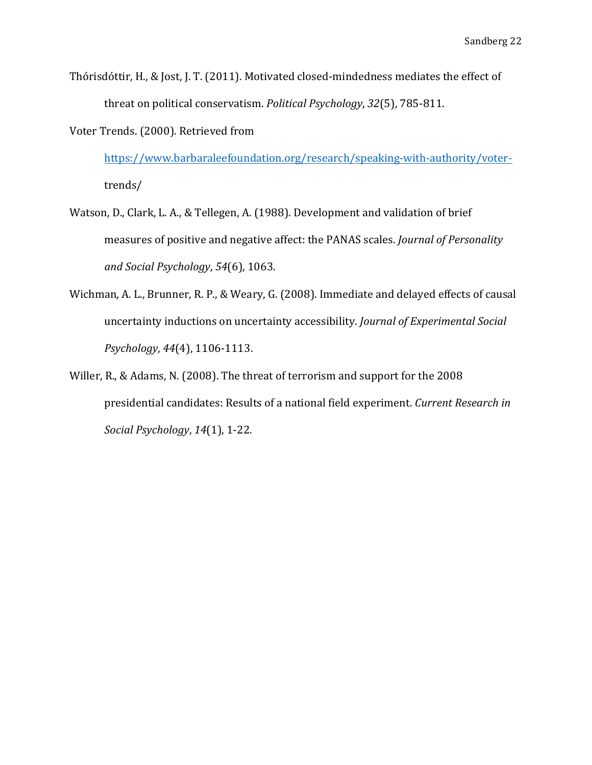Thórisdóttir, H., & Jost, J. T. (2011). Motivated closed-mindedness mediates the effect of threat on political conservatism. *Political Psychology*, *32*(5), 785-811.

Voter Trends. (2000). Retrieved from https://www.barbaraleefoundation.org/research/speaking-with-authority/voter-trends/

Watson, D., Clark, L. A., & Tellegen, A. (1988). Development and validation of brief measures of positive and negative affect: the PANAS scales. *Journal of Personality and Social Psychology*, *54*(6), 1063.

Wichman, A. L., Brunner, R. P., & Weary, G. (2008). Immediate and delayed effects of causal uncertainty inductions on uncertainty accessibility. *Journal of Experimental Social Psychology*, *44*(4), 1106-1113.

Willer, R., & Adams, N. (2008). The threat of terrorism and support for the 2008 presidential candidates: Results of a national field experiment. *Current Research in Social Psychology*, *14*(1), 1-22.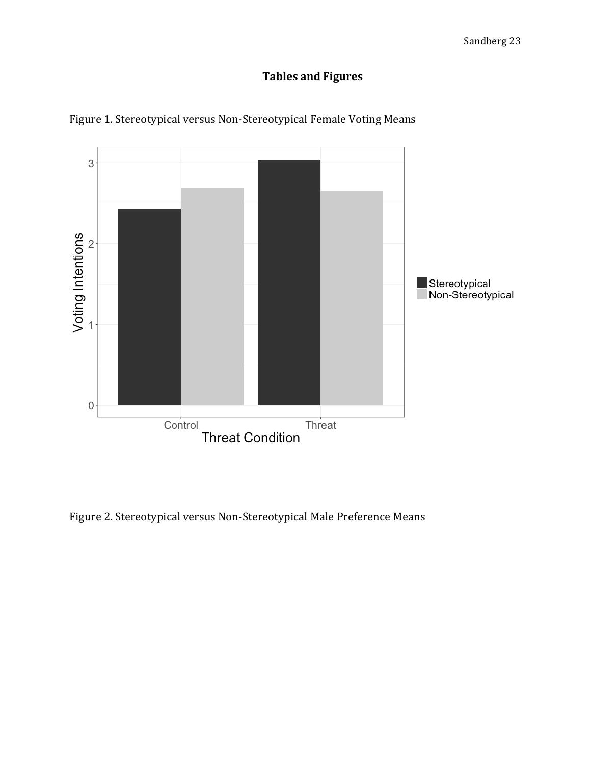**Tables and Figures**

Figure 1. Stereotypical versus Non-Stereotypical Female Voting Means

Figure 2. Stereotypical versus Non-Stereotypical Male Preference Means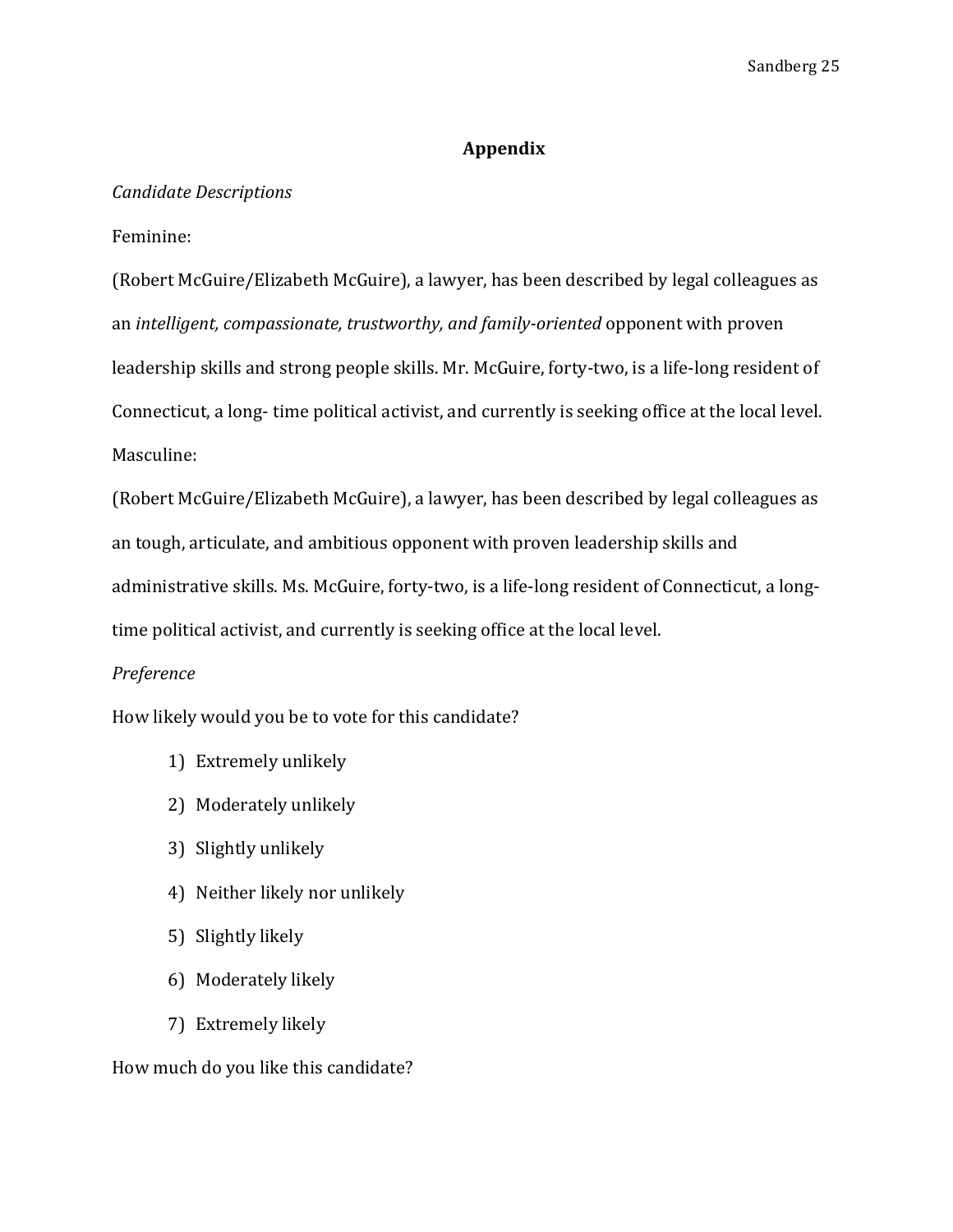## Appendix

*Candidate Descriptions*

Feminine:

(Robert McGuire/Elizabeth McGuire), a lawyer, has been described by legal colleagues as an *intelligent, compassionate, trustworthy, and family-oriented* opponent with proven leadership skills and strong people skills. Mr. McGuire, forty-two, is a life-long resident of Connecticut, a long- time political activist, and currently is seeking office at the local level.

Masculine:

(Robert McGuire/Elizabeth McGuire), a lawyer, has been described by legal colleagues as an tough, articulate, and ambitious opponent with proven leadership skills and administrative skills. Ms. McGuire, forty-two, is a life-long resident of Connecticut, a long-time political activist, and currently is seeking office at the local level.

*Preference*

How likely would you be to vote for this candidate?

1) Extremely unlikely
2) Moderately unlikely
3) Slightly unlikely
4) Neither likely nor unlikely
5) Slightly likely
6) Moderately likely
7) Extremely likely

How much do you like this candidate?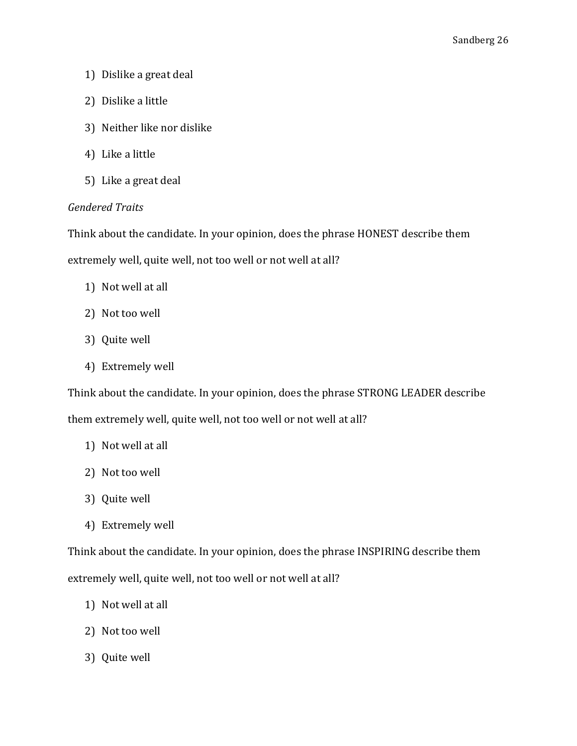1) Dislike a great deal
2) Dislike a little
3) Neither like nor dislike
4) Like a little
5) Like a great deal

*Gendered Traits*

Think about the candidate. In your opinion, does the phrase HONEST describe them extremely well, quite well, not too well or not well at all?

1) Not well at all
2) Not too well
3) Quite well
4) Extremely well

Think about the candidate. In your opinion, does the phrase STRONG LEADER describe them extremely well, quite well, not too well or not well at all?

1) Not well at all
2) Not too well
3) Quite well
4) Extremely well

Think about the candidate. In your opinion, does the phrase INSPIRING describe them extremely well, quite well, not too well or not well at all?

1) Not well at all
2) Not too well
3) Quite well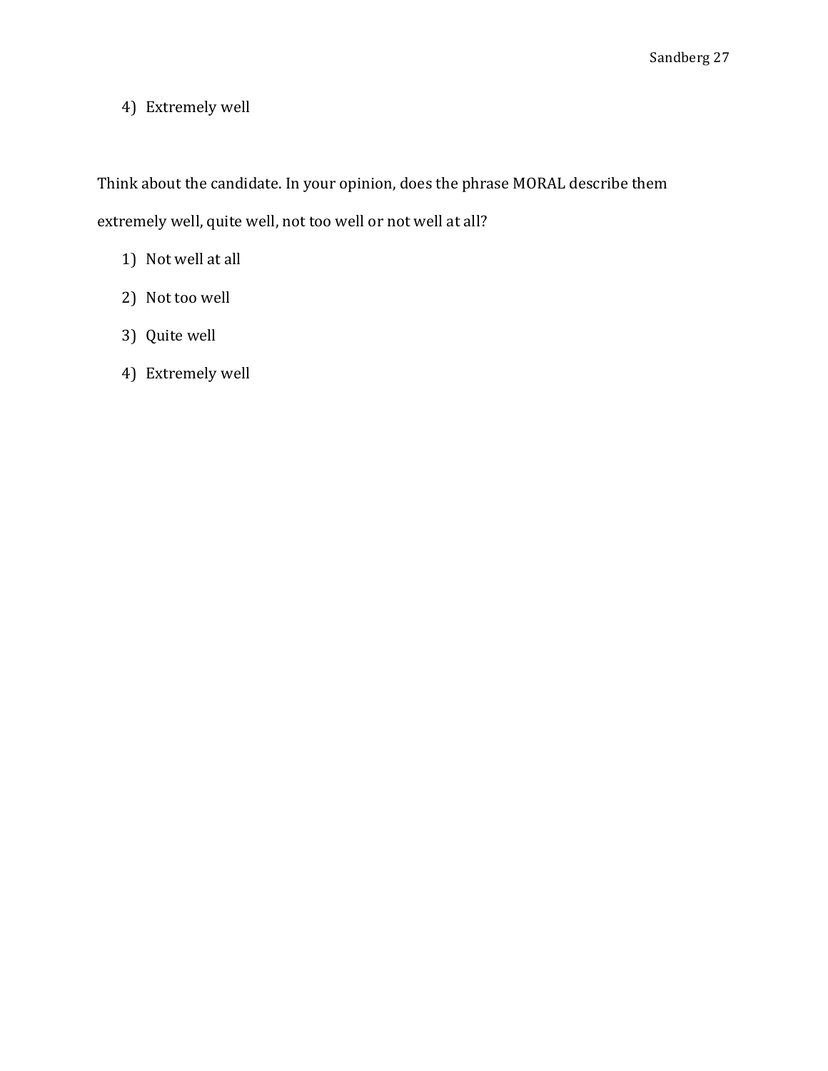4) Extremely well

Think about the candidate. In your opinion, does the phrase MORAL describe them extremely well, quite well, not too well or not well at all?

1) Not well at all
2) Not too well
3) Quite well
4) Extremely well